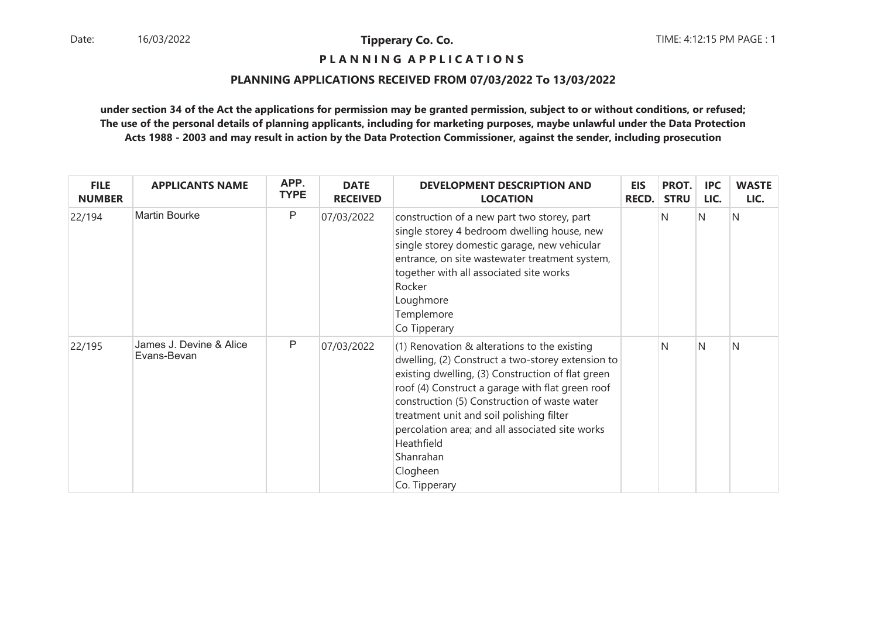Date: 16/03/2022

**Tipperary Co. Co.**

TIME: 4:12:15 PM PAGE : 1

## P L A N N I N G  A P P L I C A T I O N S

### PLANNING APPLICATIONS RECEIVED FROM 07/03/2022 To 13/03/2022

**under section 34 of the Act the applications for permission may be granted permission, subject to or without conditions, or refused; The use of the personal details of planning applicants, including for marketing purposes, maybe unlawful under the Data Protection Acts 1988 - 2003 and may result in action by the Data Protection Commissioner, against the sender, including prosecution**

| FILE NUMBER | APPLICANTS NAME | APP. TYPE | DATE RECEIVED | DEVELOPMENT DESCRIPTION AND LOCATION | EIS RECD. | PROT. STRU | IPC LIC. | WASTE LIC. |
|---|---|---|---|---|---|---|---|---|
| 22/194 | Martin Bourke | P | 07/03/2022 | construction of a new part two storey, part single storey 4 bedroom dwelling house, new single storey domestic garage, new vehicular entrance, on site wastewater treatment system, together with all associated site works<br>Rocker<br>Loughmore<br>Templemore<br>Co Tipperary | | N | N | N |
| 22/195 | James J. Devine & Alice Evans-Bevan | P | 07/03/2022 | (1) Renovation & alterations to the existing dwelling, (2) Construct a two-storey extension to existing dwelling, (3) Construction of flat green roof (4) Construct a garage with flat green roof construction (5) Construction of waste water treatment unit and soil polishing filter percolation area; and all associated site works<br>Heathfield<br>Shanrahan<br>Clogheen<br>Co. Tipperary | | N | N | N |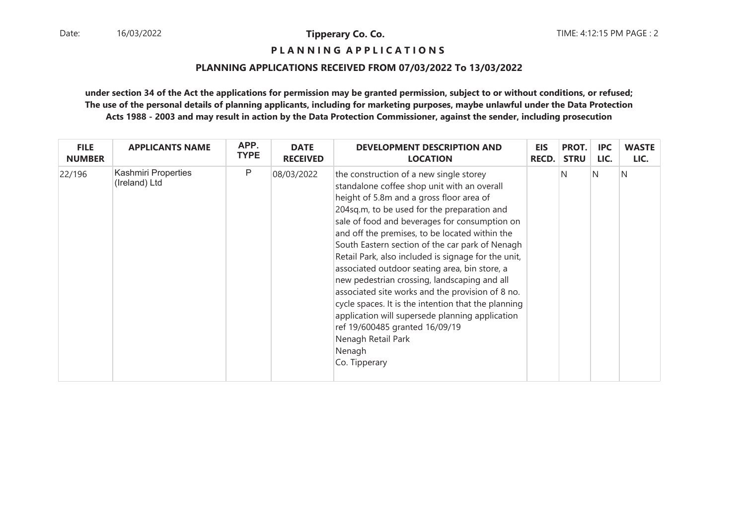**Tipperary Co. Co.**

**P L A N N I N G  A P P L I C A T I O N S**

**PLANNING APPLICATIONS RECEIVED FROM 07/03/2022 To 13/03/2022**

**under section 34 of the Act the applications for permission may be granted permission, subject to or without conditions, or refused; The use of the personal details of planning applicants, including for marketing purposes, maybe unlawful under the Data Protection Acts 1988 - 2003 and may result in action by the Data Protection Commissioner, against the sender, including prosecution**

| FILE NUMBER | APPLICANTS NAME | APP. TYPE | DATE RECEIVED | DEVELOPMENT DESCRIPTION AND LOCATION | EIS RECD. | PROT. STRU | IPC LIC. | WASTE LIC. |
|---|---|---|---|---|---|---|---|---|
| 22/196 | Kashmiri Properties (Ireland) Ltd | P | 08/03/2022 | the construction of a new single storey standalone coffee shop unit with an overall height of 5.8m and a gross floor area of 204sq.m, to be used for the preparation and sale of food and beverages for consumption on and off the premises, to be located within the South Eastern section of the car park of Nenagh Retail Park, also included is signage for the unit, associated outdoor seating area, bin store, a new pedestrian crossing, landscaping and all associated site works and the provision of 8 no. cycle spaces. It is the intention that the planning application will supersede planning application ref 19/600485 granted 16/09/19<br>Nenagh Retail Park<br>Nenagh<br>Co. Tipperary | | N | N | N |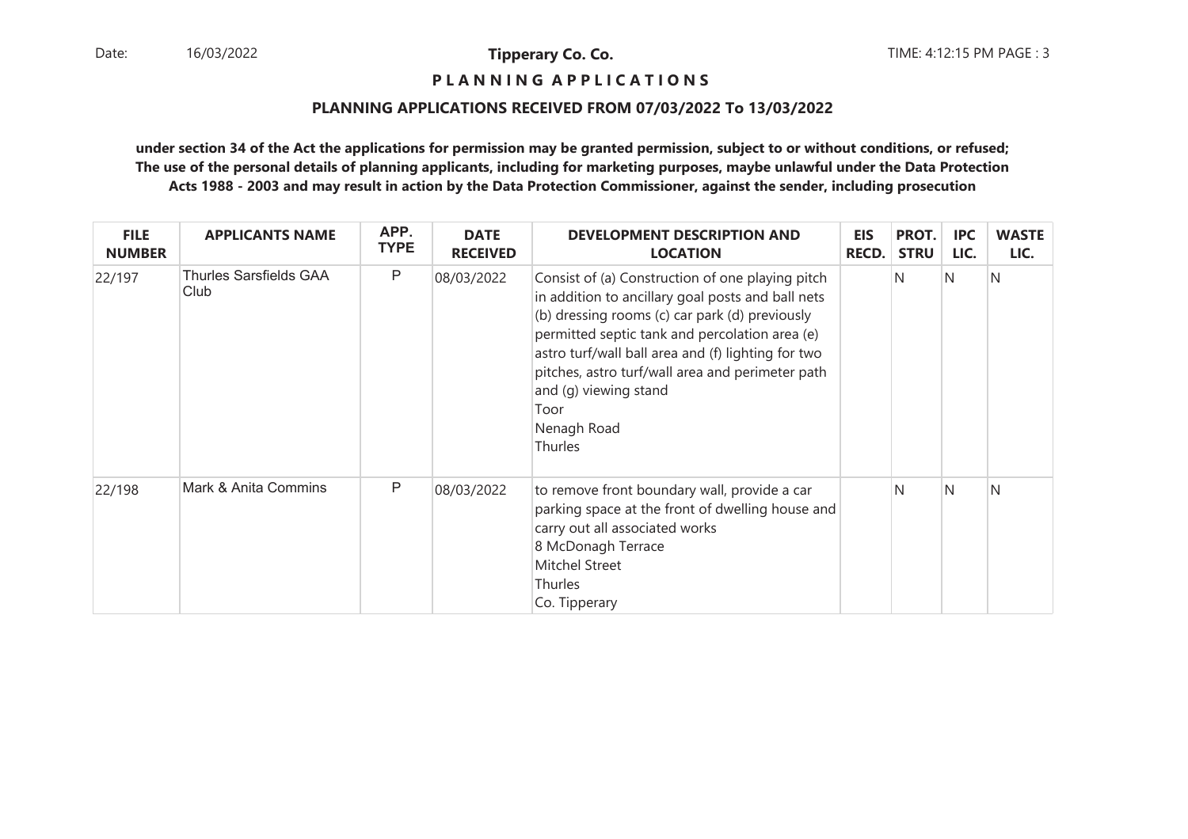## P L A N N I N G   A P P L I C A T I O N S

### PLANNING APPLICATIONS RECEIVED FROM 07/03/2022 To 13/03/2022

**under section 34 of the Act the applications for permission may be granted permission, subject to or without conditions, or refused; The use of the personal details of planning applicants, including for marketing purposes, maybe unlawful under the Data Protection Acts 1988 - 2003 and may result in action by the Data Protection Commissioner, against the sender, including prosecution**

| FILE NUMBER | APPLICANTS NAME | APP. TYPE | DATE RECEIVED | DEVELOPMENT DESCRIPTION AND LOCATION | EIS RECD. | PROT. STRU | IPC LIC. | WASTE LIC. |
|---|---|---|---|---|---|---|---|---|
| 22/197 | Thurles Sarsfields GAA Club | P | 08/03/2022 | Consist of (a) Construction of one playing pitch in addition to ancillary goal posts and ball nets (b) dressing rooms (c) car park (d) previously permitted septic tank and percolation area (e) astro turf/wall ball area and (f) lighting for two pitches, astro turf/wall area and perimeter path and (g) viewing stand<br>Toor<br>Nenagh Road<br>Thurles | | N | N | N |
| 22/198 | Mark & Anita Commins | P | 08/03/2022 | to remove front boundary wall, provide a car parking space at the front of dwelling house and carry out all associated works<br>8 McDonagh Terrace<br>Mitchel Street<br>Thurles<br>Co. Tipperary | | N | N | N |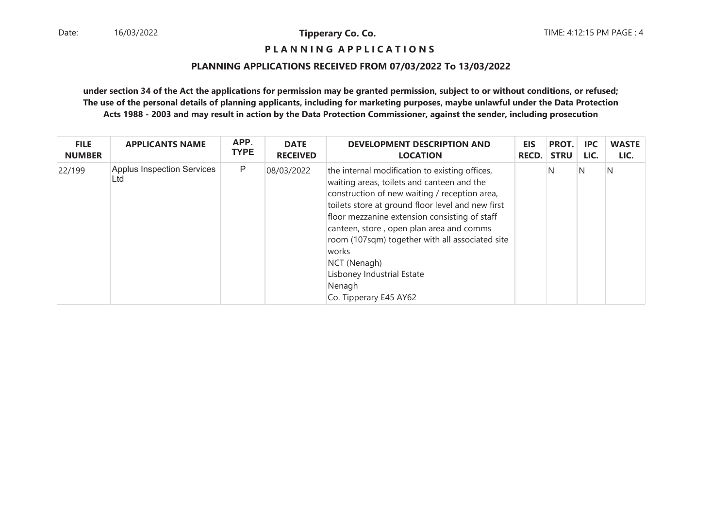**Tipperary Co. Co.**

**P L A N N I N G  A P P L I C A T I O N S**

**PLANNING APPLICATIONS RECEIVED FROM 07/03/2022 To 13/03/2022**

**under section 34 of the Act the applications for permission may be granted permission, subject to or without conditions, or refused; The use of the personal details of planning applicants, including for marketing purposes, maybe unlawful under the Data Protection Acts 1988 - 2003 and may result in action by the Data Protection Commissioner, against the sender, including prosecution**

| FILE NUMBER | APPLICANTS NAME | APP. TYPE | DATE RECEIVED | DEVELOPMENT DESCRIPTION AND LOCATION | EIS RECD. | PROT. STRU | IPC LIC. | WASTE LIC. |
|---|---|---|---|---|---|---|---|---|
| 22/199 | Applus Inspection Services Ltd | P | 08/03/2022 | the internal modification to existing offices, waiting areas, toilets and canteen and the construction of new waiting / reception area, toilets store at ground floor level and new first floor mezzanine extension consisting of staff canteen, store , open plan area and comms room (107sqm) together with all associated site works<br>NCT (Nenagh)<br>Lisboney Industrial Estate<br>Nenagh<br>Co. Tipperary E45 AY62 | | N | N | N |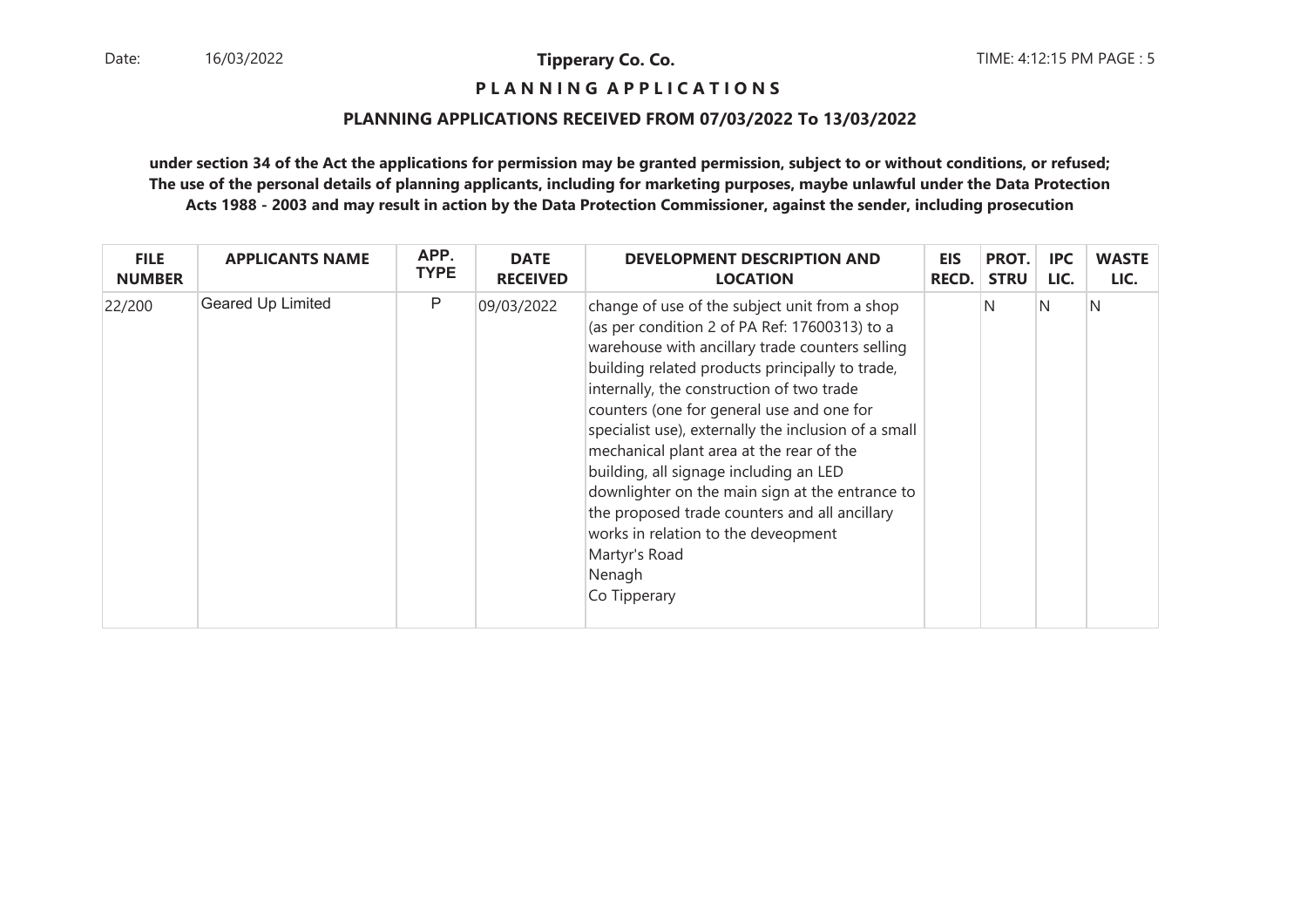**Tipperary Co. Co.**

**P L A N N I N G   A P P L I C A T I O N S**

**PLANNING APPLICATIONS RECEIVED FROM 07/03/2022 To 13/03/2022**

**under section 34 of the Act the applications for permission may be granted permission, subject to or without conditions, or refused; The use of the personal details of planning applicants, including for marketing purposes, maybe unlawful under the Data Protection Acts 1988 - 2003 and may result in action by the Data Protection Commissioner, against the sender, including prosecution**

| FILE NUMBER | APPLICANTS NAME | APP. TYPE | DATE RECEIVED | DEVELOPMENT DESCRIPTION AND LOCATION | EIS RECD. | PROT. STRU | IPC LIC. | WASTE LIC. |
|---|---|---|---|---|---|---|---|---|
| 22/200 | Geared Up Limited | P | 09/03/2022 | change of use of the subject unit from a shop (as per condition 2 of PA Ref: 17600313) to a warehouse with ancillary trade counters selling building related products principally to trade, internally, the construction of two trade counters (one for general use and one for specialist use), externally the inclusion of a small mechanical plant area at the rear of the building, all signage including an LED downlighter on the main sign at the entrance to the proposed trade counters and all ancillary works in relation to the deveopment<br>Martyr's Road<br>Nenagh<br>Co Tipperary | | N | N | N |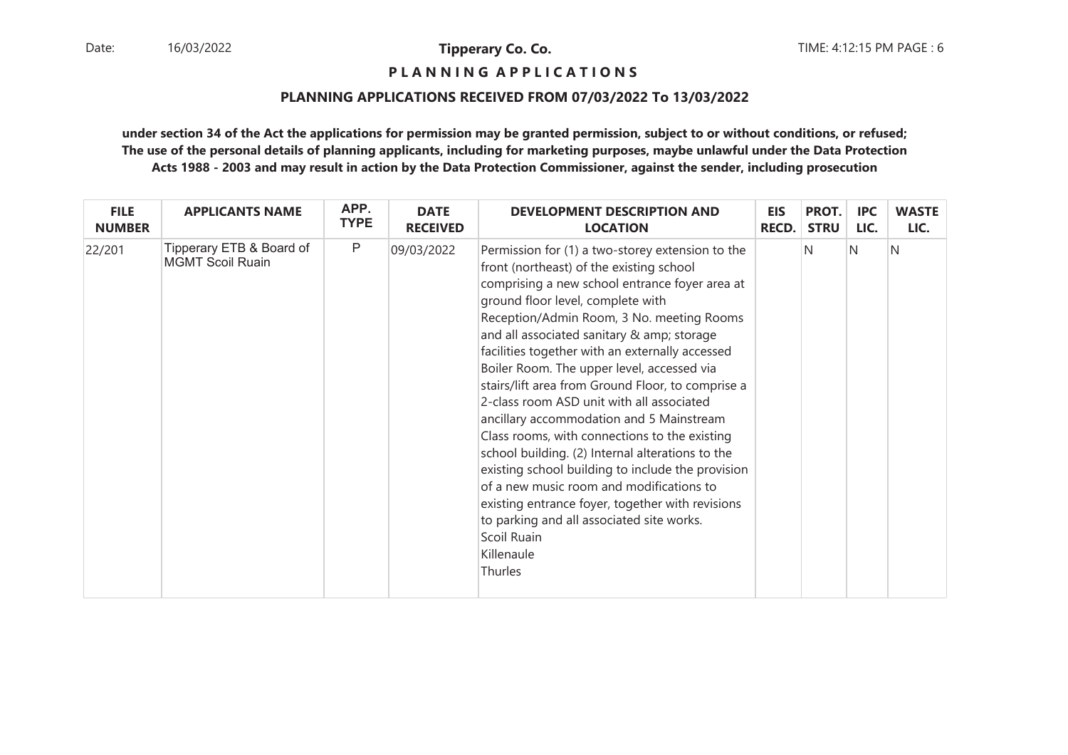# Tipperary Co. Co.

## P L A N N I N G A P P L I C A T I O N S

### PLANNING APPLICATIONS RECEIVED FROM 07/03/2022 To 13/03/2022

**under section 34 of the Act the applications for permission may be granted permission, subject to or without conditions, or refused; The use of the personal details of planning applicants, including for marketing purposes, maybe unlawful under the Data Protection Acts 1988 - 2003 and may result in action by the Data Protection Commissioner, against the sender, including prosecution**

| FILE NUMBER | APPLICANTS NAME | APP. TYPE | DATE RECEIVED | DEVELOPMENT DESCRIPTION AND LOCATION | EIS RECD. | PROT. STRU | IPC LIC. | WASTE LIC. |
|---|---|---|---|---|---|---|---|---|
| 22/201 | Tipperary ETB & Board of MGMT Scoil Ruain | P | 09/03/2022 | Permission for (1) a two-storey extension to the front (northeast) of the existing school comprising a new school entrance foyer area at ground floor level, complete with Reception/Admin Room, 3 No. meeting Rooms and all associated sanitary & amp; storage facilities together with an externally accessed Boiler Room. The upper level, accessed via stairs/lift area from Ground Floor, to comprise a 2-class room ASD unit with all associated ancillary accommodation and 5 Mainstream Class rooms, with connections to the existing school building. (2) Internal alterations to the existing school building to include the provision of a new music room and modifications to existing entrance foyer, together with revisions to parking and all associated site works.<br>Scoil Ruain<br>Killenaule<br>Thurles | | N | N | N |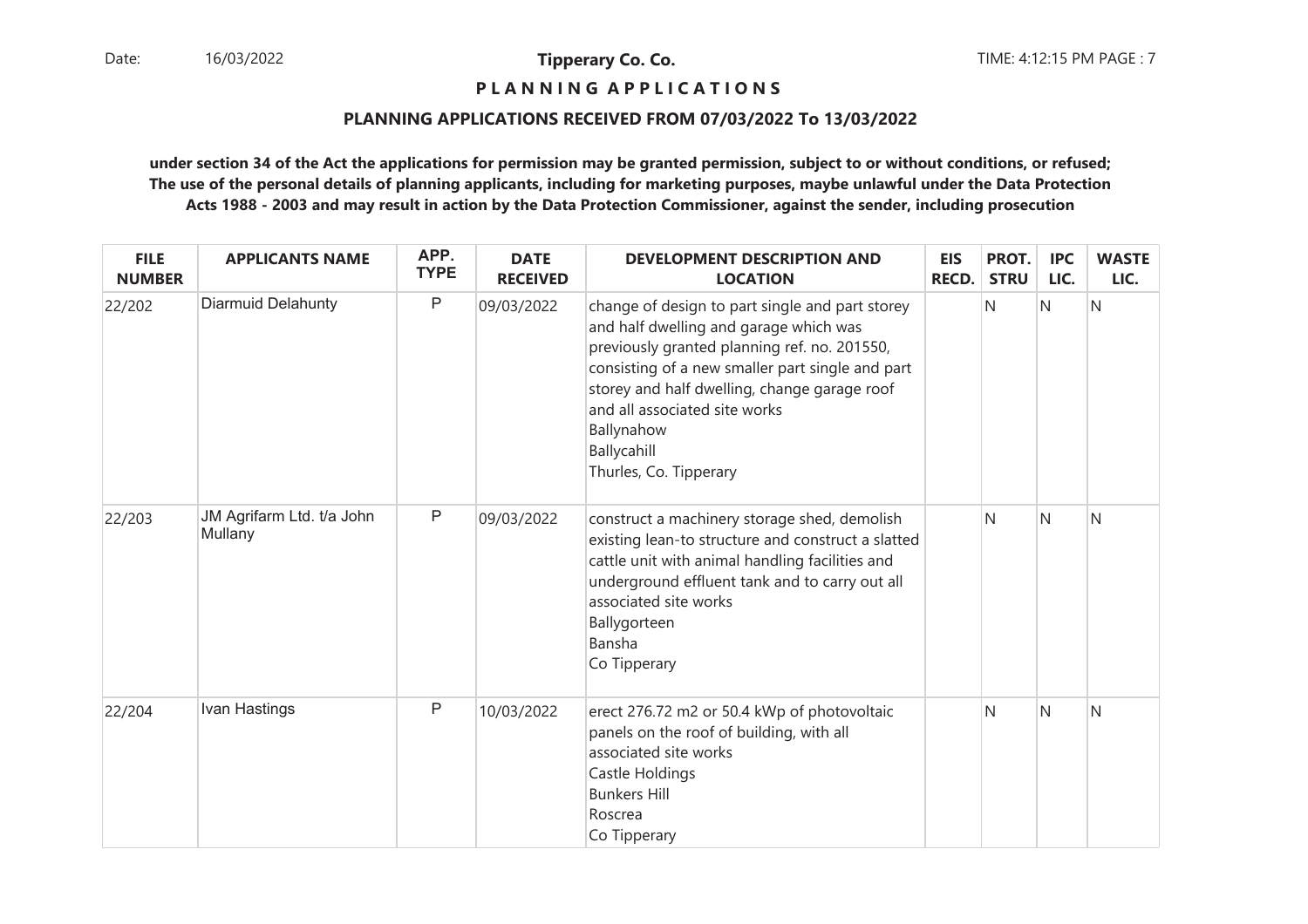**Tipperary Co. Co.**

**P L A N N I N G   A P P L I C A T I O N S**

**PLANNING APPLICATIONS RECEIVED FROM 07/03/2022 To 13/03/2022**

**under section 34 of the Act the applications for permission may be granted permission, subject to or without conditions, or refused; The use of the personal details of planning applicants, including for marketing purposes, maybe unlawful under the Data Protection Acts 1988 - 2003 and may result in action by the Data Protection Commissioner, against the sender, including prosecution**

| FILE NUMBER | APPLICANTS NAME | APP. TYPE | DATE RECEIVED | DEVELOPMENT DESCRIPTION AND LOCATION | EIS RECD. | PROT. STRU | IPC LIC. | WASTE LIC. |
|---|---|---|---|---|---|---|---|---|
| 22/202 | Diarmuid Delahunty | P | 09/03/2022 | change of design to part single and part storey and half dwelling and garage which was previously granted planning ref. no. 201550, consisting of a new smaller part single and part storey and half dwelling, change garage roof and all associated site works<br>Ballynahow<br>Ballycahill<br>Thurles, Co. Tipperary | | N | N | N |
| 22/203 | JM Agrifarm Ltd. t/a John Mullany | P | 09/03/2022 | construct a machinery storage shed, demolish existing lean-to structure and construct a slatted cattle unit with animal handling facilities and underground effluent tank and to carry out all associated site works<br>Ballygorteen<br>Bansha<br>Co Tipperary | | N | N | N |
| 22/204 | Ivan Hastings | P | 10/03/2022 | erect 276.72 m2 or 50.4 kWp of photovoltaic panels on the roof of building, with all associated site works<br>Castle Holdings<br>Bunkers Hill<br>Roscrea<br>Co Tipperary | | N | N | N |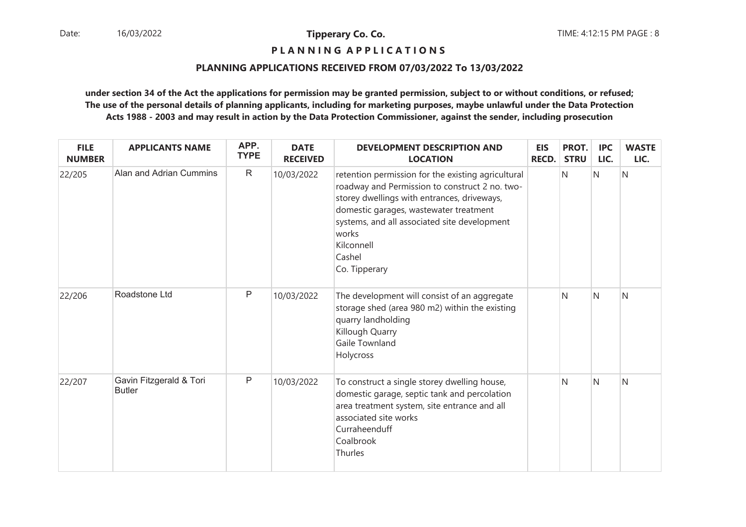**Tipperary Co. Co.**

**P L A N N I N G   A P P L I C A T I O N S**

**PLANNING APPLICATIONS RECEIVED FROM 07/03/2022 To 13/03/2022**

**under section 34 of the Act the applications for permission may be granted permission, subject to or without conditions, or refused; The use of the personal details of planning applicants, including for marketing purposes, maybe unlawful under the Data Protection Acts 1988 - 2003 and may result in action by the Data Protection Commissioner, against the sender, including prosecution**

| FILE NUMBER | APPLICANTS NAME | APP. TYPE | DATE RECEIVED | DEVELOPMENT DESCRIPTION AND LOCATION | EIS RECD. | PROT. STRU | IPC LIC. | WASTE LIC. |
|---|---|---|---|---|---|---|---|---|
| 22/205 | Alan and Adrian Cummins | R | 10/03/2022 | retention permission for the existing agricultural roadway and Permission to construct 2 no. two-storey dwellings with entrances, driveways, domestic garages, wastewater treatment systems, and all associated site development works<br>Kilconnell<br>Cashel<br>Co. Tipperary | | N | N | N |
| 22/206 | Roadstone Ltd | P | 10/03/2022 | The development will consist of an aggregate storage shed (area 980 m2) within the existing quarry landholding<br>Killough Quarry<br>Gaile Townland<br>Holycross | | N | N | N |
| 22/207 | Gavin Fitzgerald & Tori Butler | P | 10/03/2022 | To construct a single storey dwelling house, domestic garage, septic tank and percolation area treatment system, site entrance and all associated site works<br>Curraheenduff<br>Coalbrook<br>Thurles | | N | N | N |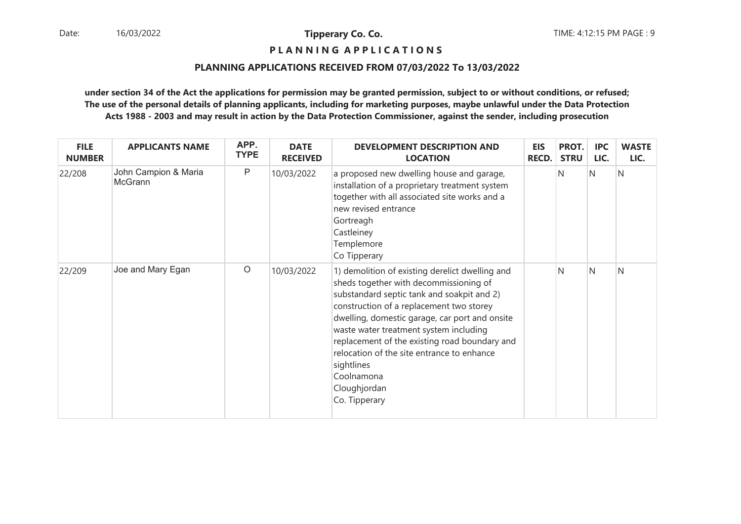**Tipperary Co. Co.**

**P L A N N I N G A P P L I C A T I O N S**

**PLANNING APPLICATIONS RECEIVED FROM 07/03/2022 To 13/03/2022**

**under section 34 of the Act the applications for permission may be granted permission, subject to or without conditions, or refused; The use of the personal details of planning applicants, including for marketing purposes, maybe unlawful under the Data Protection Acts 1988 - 2003 and may result in action by the Data Protection Commissioner, against the sender, including prosecution**

| FILE NUMBER | APPLICANTS NAME | APP. TYPE | DATE RECEIVED | DEVELOPMENT DESCRIPTION AND LOCATION | EIS RECD. | PROT. STRU | IPC LIC. | WASTE LIC. |
|---|---|---|---|---|---|---|---|---|
| 22/208 | John Campion & Maria McGrann | P | 10/03/2022 | a proposed new dwelling house and garage, installation of a proprietary treatment system together with all associated site works and a new revised entrance<br>Gortreagh<br>Castleiney<br>Templemore<br>Co Tipperary | | N | N | N |
| 22/209 | Joe and Mary Egan | O | 10/03/2022 | 1) demolition of existing derelict dwelling and sheds together with decommissioning of substandard septic tank and soakpit and 2) construction of a replacement two storey dwelling, domestic garage, car port and onsite waste water treatment system including replacement of the existing road boundary and relocation of the site entrance to enhance sightlines<br>Coolnamona<br>Cloughjordan<br>Co. Tipperary | | N | N | N |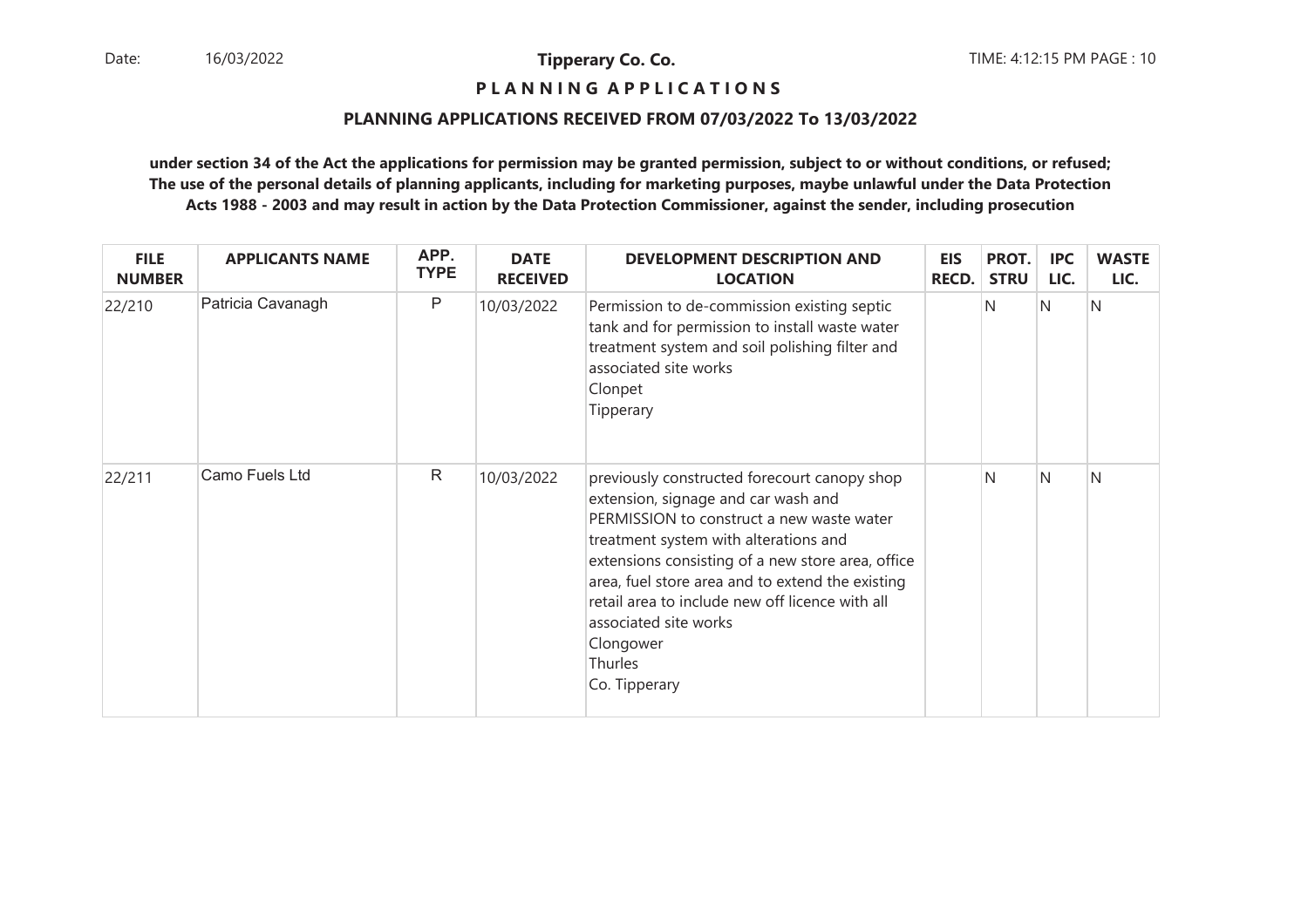**Tipperary Co. Co.**

**P L A N N I N G A P P L I C A T I O N S**

**PLANNING APPLICATIONS RECEIVED FROM 07/03/2022 To 13/03/2022**

**under section 34 of the Act the applications for permission may be granted permission, subject to or without conditions, or refused; The use of the personal details of planning applicants, including for marketing purposes, maybe unlawful under the Data Protection Acts 1988 - 2003 and may result in action by the Data Protection Commissioner, against the sender, including prosecution**

| FILE NUMBER | APPLICANTS NAME | APP. TYPE | DATE RECEIVED | DEVELOPMENT DESCRIPTION AND LOCATION | EIS RECD. | PROT. STRU | IPC LIC. | WASTE LIC. |
|---|---|---|---|---|---|---|---|---|
| 22/210 | Patricia Cavanagh | P | 10/03/2022 | Permission to de-commission existing septic tank and for permission to install waste water treatment system and soil polishing filter and associated site works<br>Clonpet<br>Tipperary | | N | N | N |
| 22/211 | Camo Fuels Ltd | R | 10/03/2022 | previously constructed forecourt canopy shop extension, signage and car wash and PERMISSION to construct a new waste water treatment system with alterations and extensions consisting of a new store area, office area, fuel store area and to extend the existing retail area to include new off licence with all associated site works<br>Clongower<br>Thurles<br>Co. Tipperary | | N | N | N |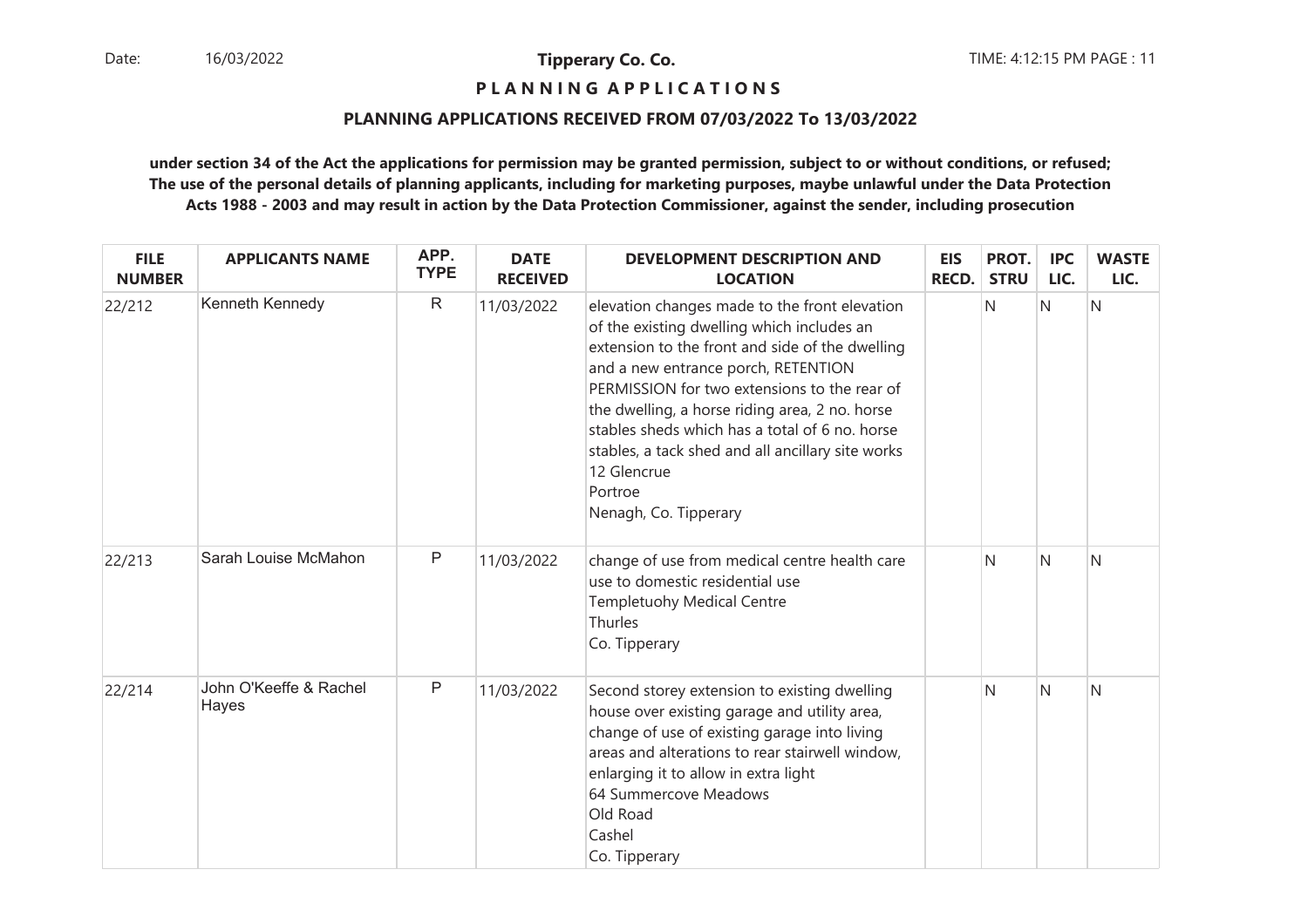**Tipperary Co. Co.**

**P L A N N I N G A P P L I C A T I O N S**

**PLANNING APPLICATIONS RECEIVED FROM 07/03/2022 To 13/03/2022**

**under section 34 of the Act the applications for permission may be granted permission, subject to or without conditions, or refused; The use of the personal details of planning applicants, including for marketing purposes, maybe unlawful under the Data Protection Acts 1988 - 2003 and may result in action by the Data Protection Commissioner, against the sender, including prosecution**

| FILE NUMBER | APPLICANTS NAME | APP. TYPE | DATE RECEIVED | DEVELOPMENT DESCRIPTION AND LOCATION | EIS RECD. | PROT. STRU | IPC LIC. | WASTE LIC. |
|---|---|---|---|---|---|---|---|---|
| 22/212 | Kenneth Kennedy | R | 11/03/2022 | elevation changes made to the front elevation of the existing dwelling which includes an extension to the front and side of the dwelling and a new entrance porch, RETENTION PERMISSION for two extensions to the rear of the dwelling, a horse riding area, 2 no. horse stables sheds which has a total of 6 no. horse stables, a tack shed and all ancillary site works<br>12 Glencrue<br>Portroe<br>Nenagh, Co. Tipperary | | N | N | N |
| 22/213 | Sarah Louise McMahon | P | 11/03/2022 | change of use from medical centre health care use to domestic residential use<br>Templetuohy Medical Centre<br>Thurles<br>Co. Tipperary | | N | N | N |
| 22/214 | John O'Keeffe & Rachel Hayes | P | 11/03/2022 | Second storey extension to existing dwelling house over existing garage and utility area, change of use of existing garage into living areas and alterations to rear stairwell window, enlarging it to allow in extra light<br>64 Summercove Meadows<br>Old Road<br>Cashel<br>Co. Tipperary | | N | N | N |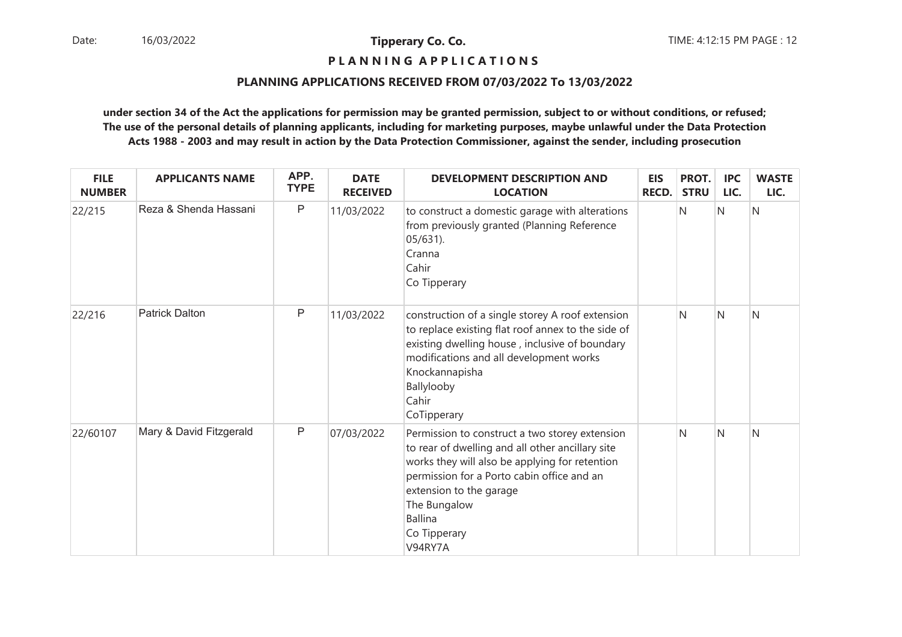**Tipperary Co. Co.**

**P L A N N I N G A P P L I C A T I O N S**

**PLANNING APPLICATIONS RECEIVED FROM 07/03/2022 To 13/03/2022**

**under section 34 of the Act the applications for permission may be granted permission, subject to or without conditions, or refused; The use of the personal details of planning applicants, including for marketing purposes, maybe unlawful under the Data Protection Acts 1988 - 2003 and may result in action by the Data Protection Commissioner, against the sender, including prosecution**

| FILE NUMBER | APPLICANTS NAME | APP. TYPE | DATE RECEIVED | DEVELOPMENT DESCRIPTION AND LOCATION | EIS RECD. | PROT. STRU | IPC LIC. | WASTE LIC. |
|---|---|---|---|---|---|---|---|---|
| 22/215 | Reza & Shenda Hassani | P | 11/03/2022 | to construct a domestic garage with alterations from previously granted (Planning Reference 05/631).<br>Cranna<br>Cahir<br>Co Tipperary | | N | N | N |
| 22/216 | Patrick Dalton | P | 11/03/2022 | construction of a single storey A roof extension to replace existing flat roof annex to the side of existing dwelling house , inclusive of boundary modifications and all development works<br>Knockannapisha<br>Ballylooby<br>Cahir<br>CoTipperary | | N | N | N |
| 22/60107 | Mary & David Fitzgerald | P | 07/03/2022 | Permission to construct a two storey extension to rear of dwelling and all other ancillary site works they will also be applying for retention permission for a Porto cabin office and an extension to the garage<br>The Bungalow<br>Ballina<br>Co Tipperary<br>V94RY7A | | N | N | N |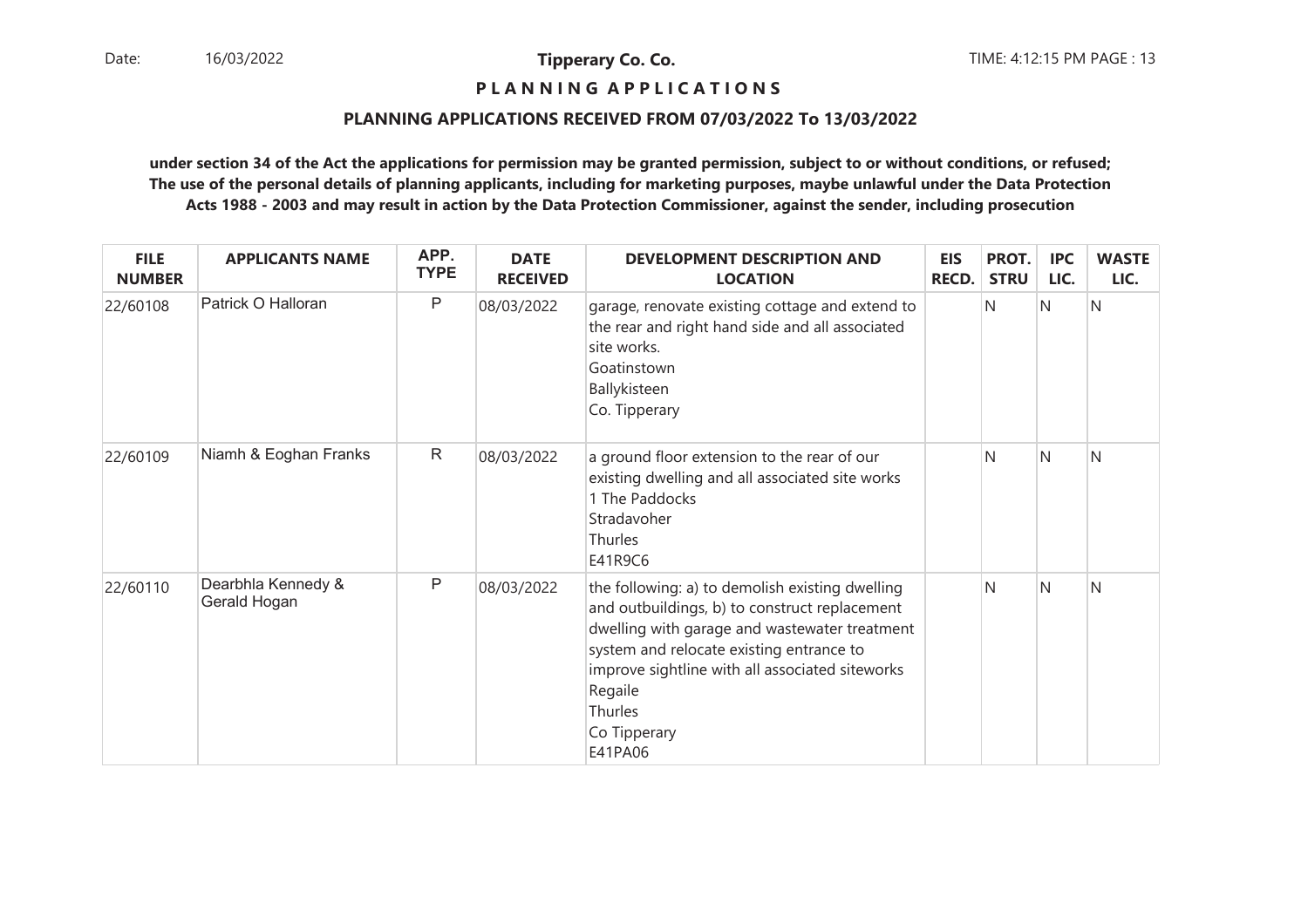**Tipperary Co. Co.**

**P L A N N I N G   A P P L I C A T I O N S**

**PLANNING APPLICATIONS RECEIVED FROM 07/03/2022 To 13/03/2022**

**under section 34 of the Act the applications for permission may be granted permission, subject to or without conditions, or refused; The use of the personal details of planning applicants, including for marketing purposes, maybe unlawful under the Data Protection Acts 1988 - 2003 and may result in action by the Data Protection Commissioner, against the sender, including prosecution**

| FILE NUMBER | APPLICANTS NAME | APP. TYPE | DATE RECEIVED | DEVELOPMENT DESCRIPTION AND LOCATION | EIS RECD. | PROT. STRU | IPC LIC. | WASTE LIC. |
|---|---|---|---|---|---|---|---|---|
| 22/60108 | Patrick O Halloran | P | 08/03/2022 | garage, renovate existing cottage and extend to the rear and right hand side and all associated site works.<br>Goatinstown<br>Ballykisteen<br>Co. Tipperary | | N | N | N |
| 22/60109 | Niamh & Eoghan Franks | R | 08/03/2022 | a ground floor extension to the rear of our existing dwelling and all associated site works<br>1 The Paddocks<br>Stradavoher<br>Thurles<br>E41R9C6 | | N | N | N |
| 22/60110 | Dearbhla Kennedy & Gerald Hogan | P | 08/03/2022 | the following: a) to demolish existing dwelling and outbuildings, b) to construct replacement dwelling with garage and wastewater treatment system and relocate existing entrance to improve sightline with all associated siteworks<br>Regaile<br>Thurles<br>Co Tipperary<br>E41PA06 | | N | N | N |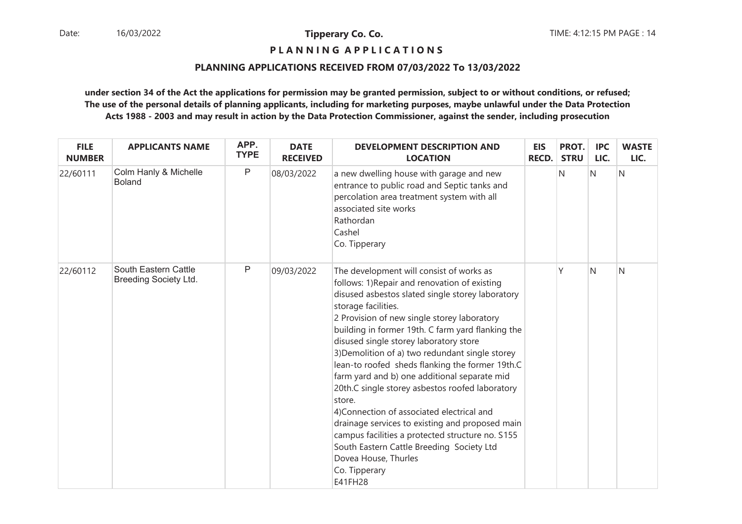**Tipperary Co. Co.**

**P L A N N I N G   A P P L I C A T I O N S**

**PLANNING APPLICATIONS RECEIVED FROM 07/03/2022 To 13/03/2022**

**under section 34 of the Act the applications for permission may be granted permission, subject to or without conditions, or refused; The use of the personal details of planning applicants, including for marketing purposes, maybe unlawful under the Data Protection Acts 1988 - 2003 and may result in action by the Data Protection Commissioner, against the sender, including prosecution**

| FILE NUMBER | APPLICANTS NAME | APP. TYPE | DATE RECEIVED | DEVELOPMENT DESCRIPTION AND LOCATION | EIS RECD. | PROT. STRU | IPC LIC. | WASTE LIC. |
|---|---|---|---|---|---|---|---|---|
| 22/60111 | Colm Hanly & Michelle Boland | P | 08/03/2022 | a new dwelling house with garage and new entrance to public road and Septic tanks and percolation area treatment system with all associated site works<br>Rathordan<br>Cashel<br>Co. Tipperary | | N | N | N |
| 22/60112 | South Eastern Cattle Breeding Society Ltd. | P | 09/03/2022 | The development will consist of works as follows: 1)Repair and renovation of existing disused asbestos slated single storey laboratory storage facilities.<br>2 Provision of new single storey laboratory building in former 19th. C farm yard flanking the disused single storey laboratory store<br>3)Demolition of a) two redundant single storey lean-to roofed sheds flanking the former 19th.C farm yard and b) one additional separate mid 20th.C single storey asbestos roofed laboratory store.<br>4)Connection of associated electrical and drainage services to existing and proposed main campus facilities a protected structure no. S155<br>South Eastern Cattle Breeding Society Ltd<br>Dovea House, Thurles<br>Co. Tipperary<br>E41FH28 | | Y | N | N |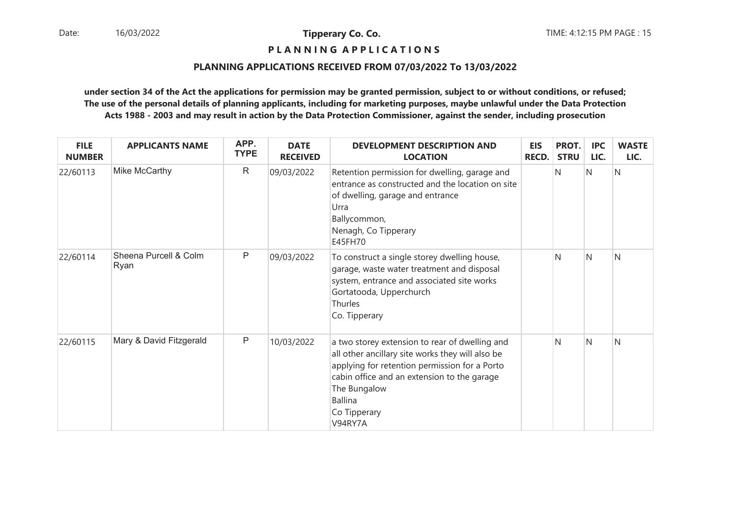**Tipperary Co. Co.**

# P L A N N I N G A P P L I C A T I O N S

## PLANNING APPLICATIONS RECEIVED FROM 07/03/2022 To 13/03/2022

**under section 34 of the Act the applications for permission may be granted permission, subject to or without conditions, or refused; The use of the personal details of planning applicants, including for marketing purposes, maybe unlawful under the Data Protection Acts 1988 - 2003 and may result in action by the Data Protection Commissioner, against the sender, including prosecution**

| FILE NUMBER | APPLICANTS NAME | APP. TYPE | DATE RECEIVED | DEVELOPMENT DESCRIPTION AND LOCATION | EIS RECD. | PROT. STRU | IPC LIC. | WASTE LIC. |
|---|---|---|---|---|---|---|---|---|
| 22/60113 | Mike McCarthy | R | 09/03/2022 | Retention permission for dwelling, garage and entrance as constructed and the location on site of dwelling, garage and entrance<br>Urra<br>Ballycommon,<br>Nenagh, Co Tipperary<br>E45FH70 | | N | N | N |
| 22/60114 | Sheena Purcell & Colm Ryan | P | 09/03/2022 | To construct a single storey dwelling house, garage, waste water treatment and disposal system, entrance and associated site works<br>Gortatooda, Upperchurch<br>Thurles<br>Co. Tipperary | | N | N | N |
| 22/60115 | Mary & David Fitzgerald | P | 10/03/2022 | a two storey extension to rear of dwelling and all other ancillary site works they will also be applying for retention permission for a Porto cabin office and an extension to the garage<br>The Bungalow<br>Ballina<br>Co Tipperary<br>V94RY7A | | N | N | N |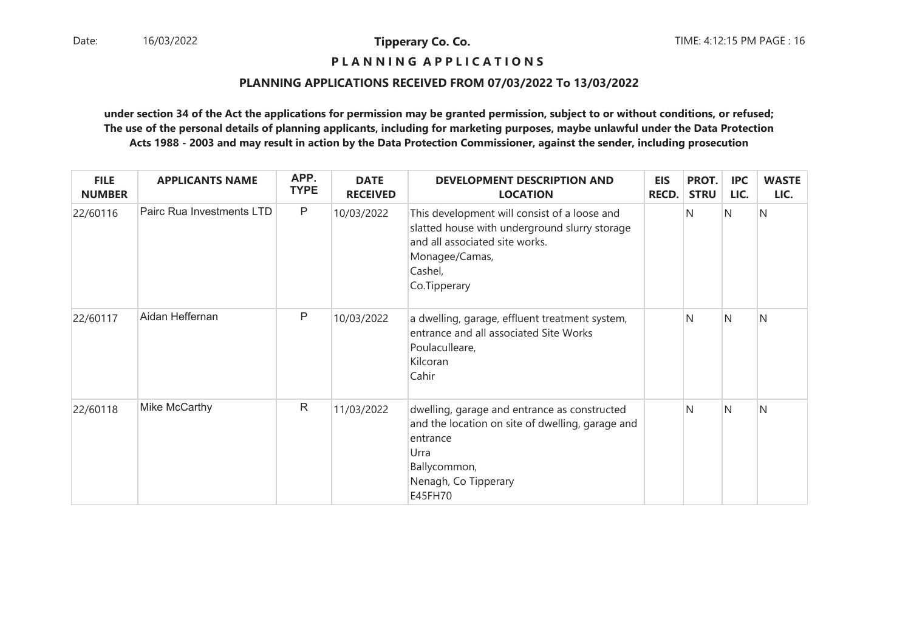**Tipperary Co. Co.**

**P L A N N I N G  A P P L I C A T I O N S**

**PLANNING APPLICATIONS RECEIVED FROM 07/03/2022 To 13/03/2022**

**under section 34 of the Act the applications for permission may be granted permission, subject to or without conditions, or refused; The use of the personal details of planning applicants, including for marketing purposes, maybe unlawful under the Data Protection Acts 1988 - 2003 and may result in action by the Data Protection Commissioner, against the sender, including prosecution**

| FILE NUMBER | APPLICANTS NAME | APP. TYPE | DATE RECEIVED | DEVELOPMENT DESCRIPTION AND LOCATION | EIS RECD. | PROT. STRU | IPC LIC. | WASTE LIC. |
|---|---|---|---|---|---|---|---|---|
| 22/60116 | Pairc Rua Investments LTD | P | 10/03/2022 | This development will consist of a loose and slatted house with underground slurry storage and all associated site works.<br>Monagee/Camas,<br>Cashel,<br>Co.Tipperary | | N | N | N |
| 22/60117 | Aidan Heffernan | P | 10/03/2022 | a dwelling, garage, effluent treatment system, entrance and all associated Site Works<br>Poulaculleare,<br>Kilcoran<br>Cahir | | N | N | N |
| 22/60118 | Mike McCarthy | R | 11/03/2022 | dwelling, garage and entrance as constructed and the location on site of dwelling, garage and entrance<br>Urra<br>Ballycommon,<br>Nenagh, Co Tipperary<br>E45FH70 | | N | N | N |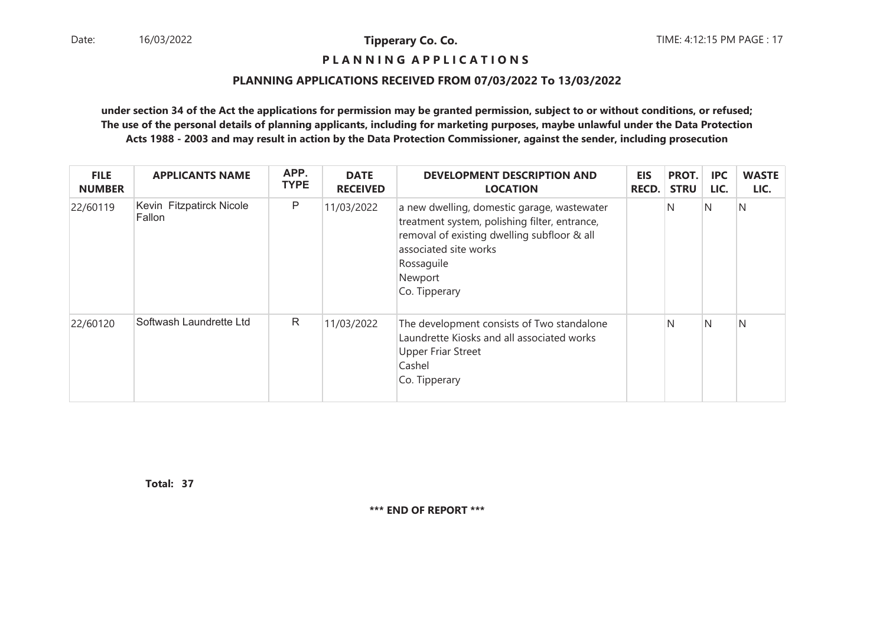**Tipperary Co. Co.**

# P L A N N I N G A P P L I C A T I O N S

## PLANNING APPLICATIONS RECEIVED FROM 07/03/2022 To 13/03/2022

**under section 34 of the Act the applications for permission may be granted permission, subject to or without conditions, or refused; The use of the personal details of planning applicants, including for marketing purposes, maybe unlawful under the Data Protection Acts 1988 - 2003 and may result in action by the Data Protection Commissioner, against the sender, including prosecution**

| FILE NUMBER | APPLICANTS NAME | APP. TYPE | DATE RECEIVED | DEVELOPMENT DESCRIPTION AND LOCATION | EIS RECD. | PROT. STRU | IPC LIC. | WASTE LIC. |
|---|---|---|---|---|---|---|---|---|
| 22/60119 | Kevin Fitzpatirck Nicole Fallon | P | 11/03/2022 | a new dwelling, domestic garage, wastewater treatment system, polishing filter, entrance, removal of existing dwelling subfloor & all associated site works<br>Rossaguile<br>Newport<br>Co. Tipperary | | N | N | N |
| 22/60120 | Softwash Laundrette Ltd | R | 11/03/2022 | The development consists of Two standalone Laundrette Kiosks and all associated works<br>Upper Friar Street<br>Cashel<br>Co. Tipperary | | N | N | N |

**Total: 37**

**\*\*\* END OF REPORT \*\*\***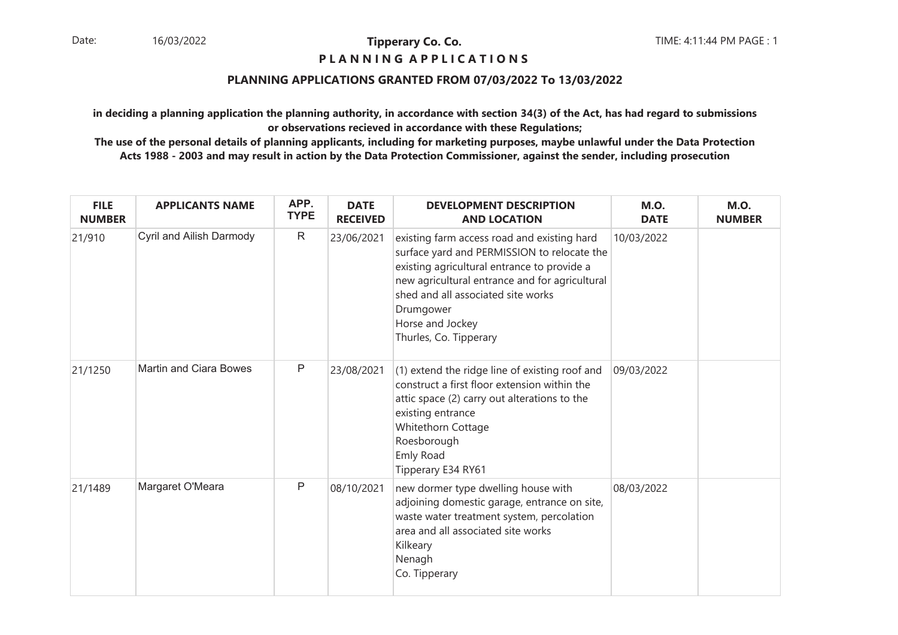Date: 16/03/2022

**Tipperary Co. Co.**

**P L A N N I N G A P P L I C A T I O N S**

**PLANNING APPLICATIONS GRANTED FROM 07/03/2022 To 13/03/2022**

**in deciding a planning application the planning authority, in accordance with section 34(3) of the Act, has had regard to submissions or observations recieved in accordance with these Regulations;**

**The use of the personal details of planning applicants, including for marketing purposes, maybe unlawful under the Data Protection Acts 1988 - 2003 and may result in action by the Data Protection Commissioner, against the sender, including prosecution**

| FILE NUMBER | APPLICANTS NAME | APP. TYPE | DATE RECEIVED | DEVELOPMENT DESCRIPTION AND LOCATION | M.O. DATE | M.O. NUMBER |
|---|---|---|---|---|---|---|
| 21/910 | Cyril and Ailish Darmody | R | 23/06/2021 | existing farm access road and existing hard surface yard and PERMISSION to relocate the existing agricultural entrance to provide a new agricultural entrance and for agricultural shed and all associated site works Drumgower Horse and Jockey Thurles, Co. Tipperary | 10/03/2022 | |
| 21/1250 | Martin and Ciara Bowes | P | 23/08/2021 | (1) extend the ridge line of existing roof and construct a first floor extension within the attic space (2) carry out alterations to the existing entrance Whitethorn Cottage Roesborough Emly Road Tipperary E34 RY61 | 09/03/2022 | |
| 21/1489 | Margaret O'Meara | P | 08/10/2021 | new dormer type dwelling house with adjoining domestic garage, entrance on site, waste water treatment system, percolation area and all associated site works Kilkeary Nenagh Co. Tipperary | 08/03/2022 | |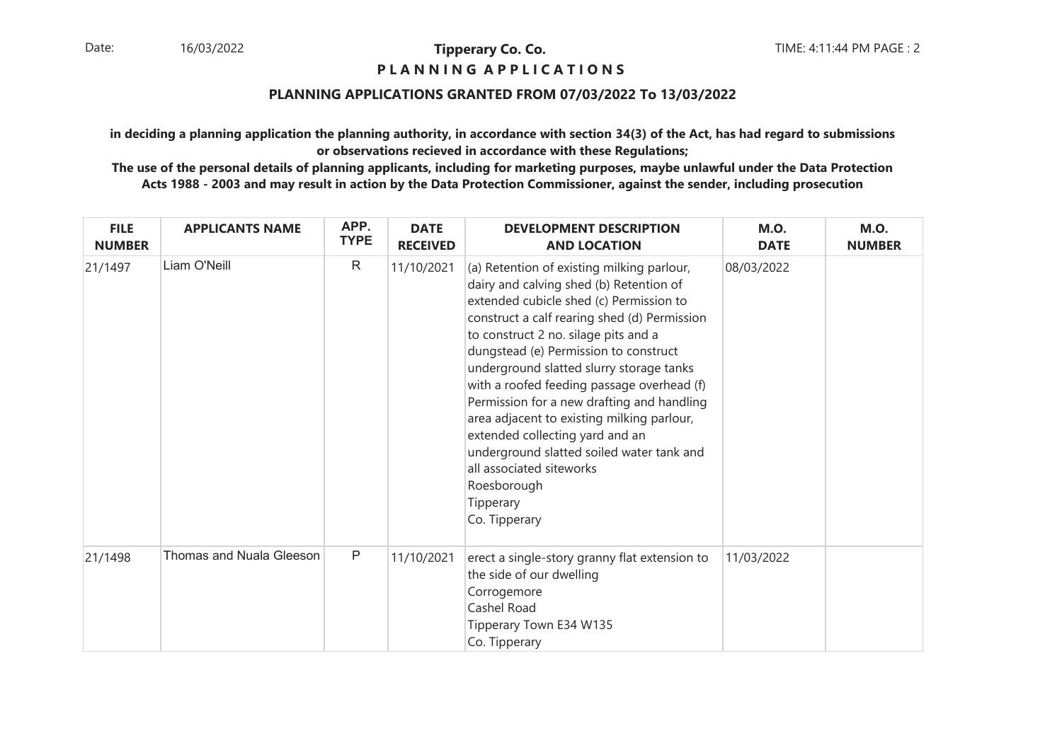## Tipperary Co. Co.

**P L A N N I N G  A P P L I C A T I O N S**

### PLANNING APPLICATIONS GRANTED FROM 07/03/2022 To 13/03/2022

**in deciding a planning application the planning authority, in accordance with section 34(3) of the Act, has had regard to submissions or observations recieved in accordance with these Regulations;**

**The use of the personal details of planning applicants, including for marketing purposes, maybe unlawful under the Data Protection Acts 1988 - 2003 and may result in action by the Data Protection Commissioner, against the sender, including prosecution**

| FILE NUMBER | APPLICANTS NAME | APP. TYPE | DATE RECEIVED | DEVELOPMENT DESCRIPTION AND LOCATION | M.O. DATE | M.O. NUMBER |
|---|---|---|---|---|---|---|
| 21/1497 | Liam O'Neill | R | 11/10/2021 | (a) Retention of existing milking parlour, dairy and calving shed (b) Retention of extended cubicle shed (c) Permission to construct a calf rearing shed (d) Permission to construct 2 no. silage pits and a dungstead (e) Permission to construct underground slatted slurry storage tanks with a roofed feeding passage overhead (f) Permission for a new drafting and handling area adjacent to existing milking parlour, extended collecting yard and an underground slatted soiled water tank and all associated siteworks<br>Roesborough<br>Tipperary<br>Co. Tipperary | 08/03/2022 | |
| 21/1498 | Thomas and Nuala Gleeson | P | 11/10/2021 | erect a single-story granny flat extension to the side of our dwelling<br>Corrogemore<br>Cashel Road<br>Tipperary Town E34 W135<br>Co. Tipperary | 11/03/2022 | |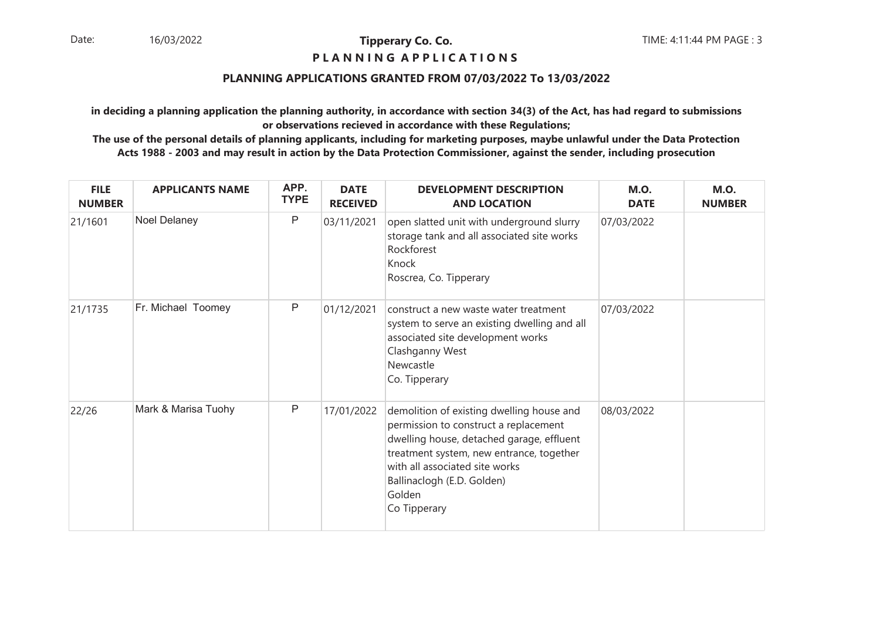**Tipperary Co. Co.**

**P L A N N I N G A P P L I C A T I O N S**

**PLANNING APPLICATIONS GRANTED FROM 07/03/2022 To 13/03/2022**

**in deciding a planning application the planning authority, in accordance with section 34(3) of the Act, has had regard to submissions or observations recieved in accordance with these Regulations;**

**The use of the personal details of planning applicants, including for marketing purposes, maybe unlawful under the Data Protection Acts 1988 - 2003 and may result in action by the Data Protection Commissioner, against the sender, including prosecution**

| FILE NUMBER | APPLICANTS NAME | APP. TYPE | DATE RECEIVED | DEVELOPMENT DESCRIPTION AND LOCATION | M.O. DATE | M.O. NUMBER |
|---|---|---|---|---|---|---|
| 21/1601 | Noel Delaney | P | 03/11/2021 | open slatted unit with underground slurry storage tank and all associated site works Rockforest Knock Roscrea, Co. Tipperary | 07/03/2022 | |
| 21/1735 | Fr. Michael Toomey | P | 01/12/2021 | construct a new waste water treatment system to serve an existing dwelling and all associated site development works Clashganny West Newcastle Co. Tipperary | 07/03/2022 | |
| 22/26 | Mark & Marisa Tuohy | P | 17/01/2022 | demolition of existing dwelling house and permission to construct a replacement dwelling house, detached garage, effluent treatment system, new entrance, together with all associated site works Ballinaclogh (E.D. Golden) Golden Co Tipperary | 08/03/2022 | |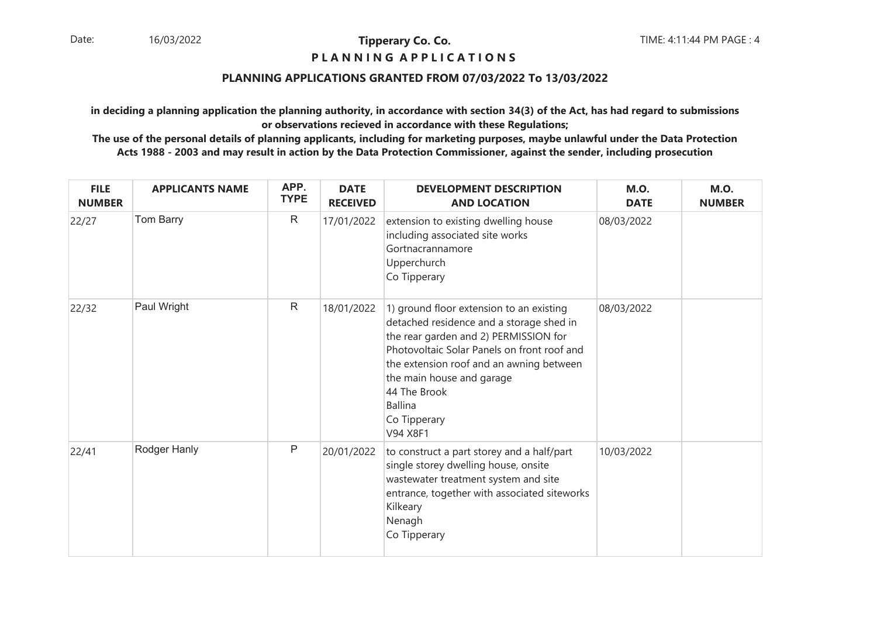Date: 16/03/2022

**Tipperary Co. Co.**

**P L A N N I N G A P P L I C A T I O N S**

**PLANNING APPLICATIONS GRANTED FROM 07/03/2022 To 13/03/2022**

**in deciding a planning application the planning authority, in accordance with section 34(3) of the Act, has had regard to submissions or observations recieved in accordance with these Regulations;**

**The use of the personal details of planning applicants, including for marketing purposes, maybe unlawful under the Data Protection Acts 1988 - 2003 and may result in action by the Data Protection Commissioner, against the sender, including prosecution**

| FILE NUMBER | APPLICANTS NAME | APP. TYPE | DATE RECEIVED | DEVELOPMENT DESCRIPTION AND LOCATION | M.O. DATE | M.O. NUMBER |
|---|---|---|---|---|---|---|
| 22/27 | Tom Barry | R | 17/01/2022 | extension to existing dwelling house including associated site works Gortnacrannamore Upperchurch Co Tipperary | 08/03/2022 | |
| 22/32 | Paul Wright | R | 18/01/2022 | 1) ground floor extension to an existing detached residence and a storage shed in the rear garden and 2) PERMISSION for Photovoltaic Solar Panels on front roof and the extension roof and an awning between the main house and garage 44 The Brook Ballina Co Tipperary V94 X8F1 | 08/03/2022 | |
| 22/41 | Rodger Hanly | P | 20/01/2022 | to construct a part storey and a half/part single storey dwelling house, onsite wastewater treatment system and site entrance, together with associated siteworks Kilkeary Nenagh Co Tipperary | 10/03/2022 | |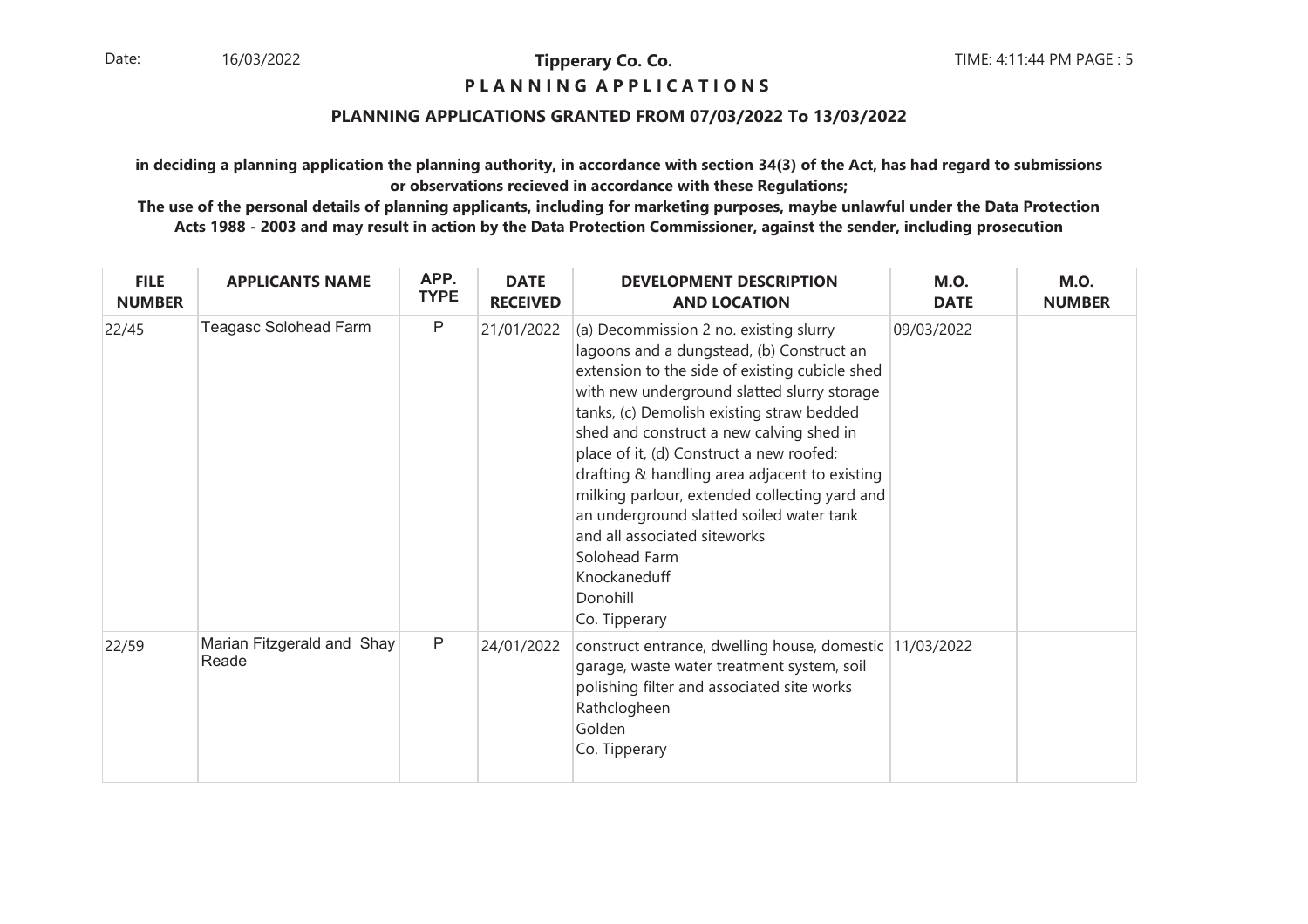**Tipperary Co. Co.**

**P L A N N I N G A P P L I C A T I O N S**

**PLANNING APPLICATIONS GRANTED FROM 07/03/2022 To 13/03/2022**

**in deciding a planning application the planning authority, in accordance with section 34(3) of the Act, has had regard to submissions or observations recieved in accordance with these Regulations;**

**The use of the personal details of planning applicants, including for marketing purposes, maybe unlawful under the Data Protection Acts 1988 - 2003 and may result in action by the Data Protection Commissioner, against the sender, including prosecution**

| FILE NUMBER | APPLICANTS NAME | APP. TYPE | DATE RECEIVED | DEVELOPMENT DESCRIPTION AND LOCATION | M.O. DATE | M.O. NUMBER |
|---|---|---|---|---|---|---|
| 22/45 | Teagasc Solohead Farm | P | 21/01/2022 | (a) Decommission 2 no. existing slurry lagoons and a dungstead, (b) Construct an extension to the side of existing cubicle shed with new underground slatted slurry storage tanks, (c) Demolish existing straw bedded shed and construct a new calving shed in place of it, (d) Construct a new roofed; drafting & handling area adjacent to existing milking parlour, extended collecting yard and an underground slatted soiled water tank and all associated siteworks Solohead Farm Knockaneduff Donohill Co. Tipperary | 09/03/2022 | |
| 22/59 | Marian Fitzgerald and Shay Reade | P | 24/01/2022 | construct entrance, dwelling house, domestic garage, waste water treatment system, soil polishing filter and associated site works Rathclogheen Golden Co. Tipperary | 11/03/2022 | |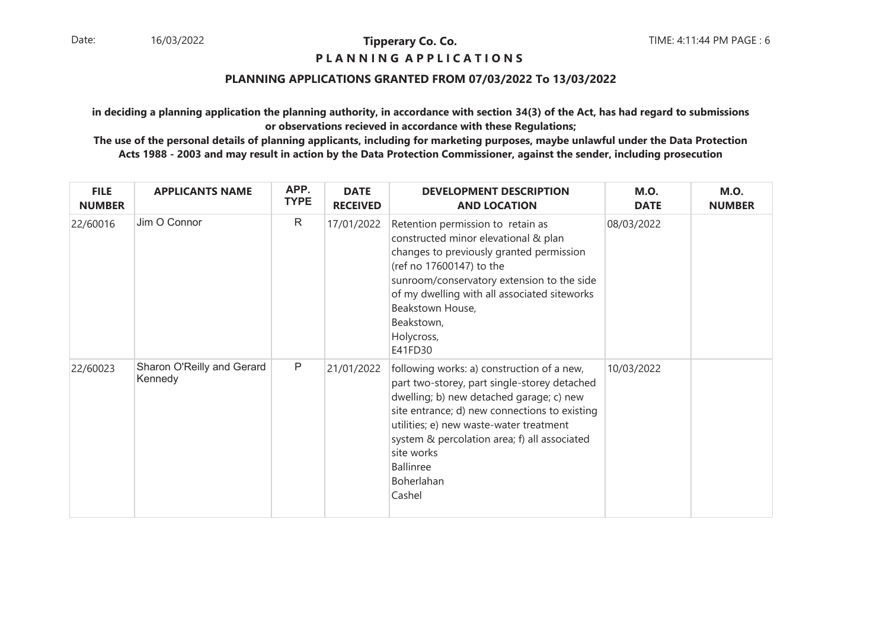**Tipperary Co. Co.**

**P L A N N I N G  A P P L I C A T I O N S**

**PLANNING APPLICATIONS GRANTED FROM 07/03/2022 To 13/03/2022**

**in deciding a planning application the planning authority, in accordance with section 34(3) of the Act, has had regard to submissions or observations recieved in accordance with these Regulations;**

**The use of the personal details of planning applicants, including for marketing purposes, maybe unlawful under the Data Protection Acts 1988 - 2003 and may result in action by the Data Protection Commissioner, against the sender, including prosecution**

| FILE NUMBER | APPLICANTS NAME | APP. TYPE | DATE RECEIVED | DEVELOPMENT DESCRIPTION AND LOCATION | M.O. DATE | M.O. NUMBER |
|---|---|---|---|---|---|---|
| 22/60016 | Jim O Connor | R | 17/01/2022 | Retention permission to retain as constructed minor elevational & plan changes to previously granted permission (ref no 17600147) to the sunroom/conservatory extension to the side of my dwelling with all associated siteworks Beakstown House, Beakstown, Holycross, E41FD30 | 08/03/2022 | |
| 22/60023 | Sharon O'Reilly and Gerard Kennedy | P | 21/01/2022 | following works: a) construction of a new, part two-storey, part single-storey detached dwelling; b) new detached garage; c) new site entrance; d) new connections to existing utilities; e) new waste-water treatment system & percolation area; f) all associated site works Ballinree Boherlahan Cashel | 10/03/2022 | |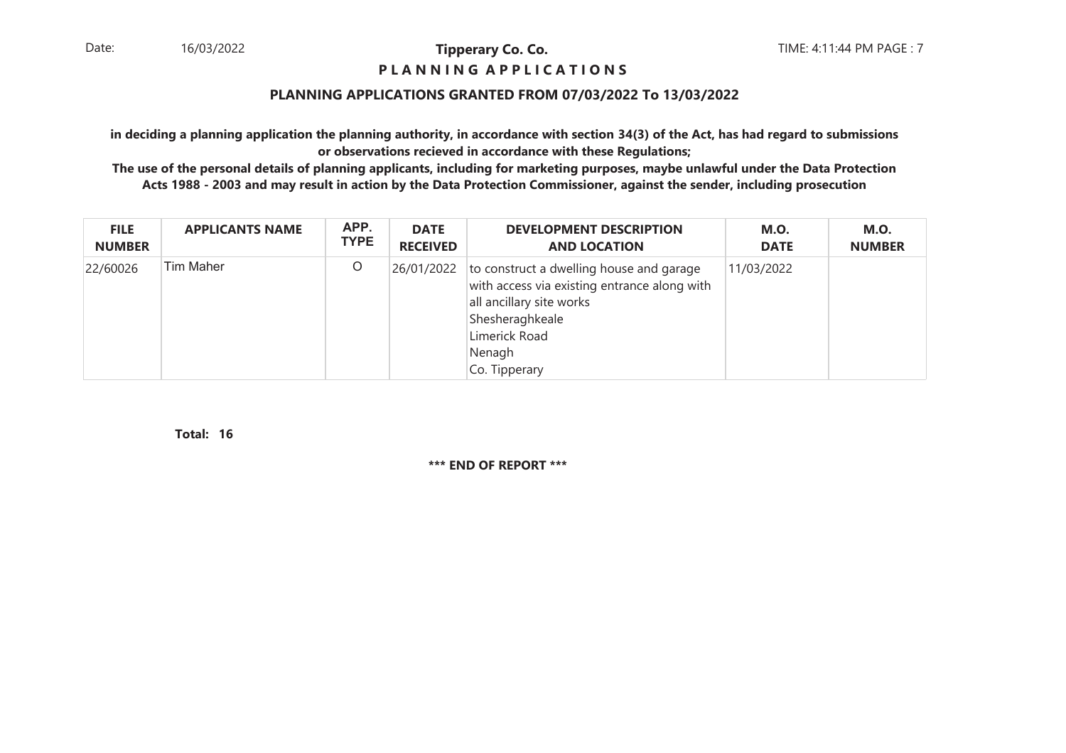**Tipperary Co. Co.**

**P L A N N I N G   A P P L I C A T I O N S**

**PLANNING APPLICATIONS GRANTED FROM 07/03/2022 To 13/03/2022**

**in deciding a planning application the planning authority, in accordance with section 34(3) of the Act, has had regard to submissions or observations recieved in accordance with these Regulations;**

**The use of the personal details of planning applicants, including for marketing purposes, maybe unlawful under the Data Protection Acts 1988 - 2003 and may result in action by the Data Protection Commissioner, against the sender, including prosecution**

| FILE NUMBER | APPLICANTS NAME | APP. TYPE | DATE RECEIVED | DEVELOPMENT DESCRIPTION AND LOCATION | M.O. DATE | M.O. NUMBER |
|---|---|---|---|---|---|---|
| 22/60026 | Tim Maher | O | 26/01/2022 | to construct a dwelling house and garage with access via existing entrance along with all ancillary site works<br>Shesheraghkeale<br>Limerick Road<br>Nenagh<br>Co. Tipperary | 11/03/2022 | |

**Total: 16**

**\*\*\* END OF REPORT \*\*\***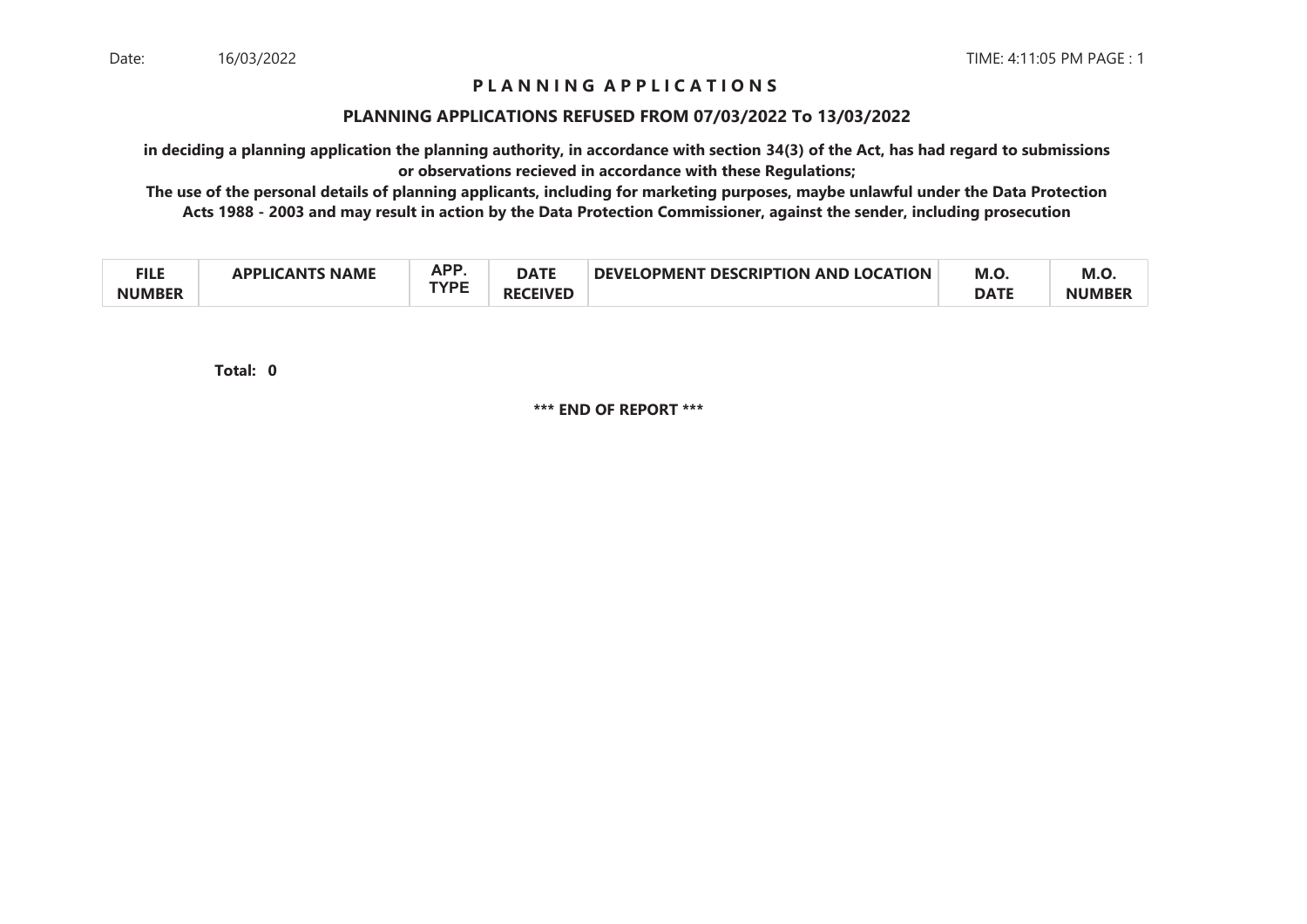Date: 16/03/2022 TIME: 4:11:05 PM PAGE : 1

# P L A N N I N G A P P L I C A T I O N S

## PLANNING APPLICATIONS REFUSED FROM 07/03/2022 To 13/03/2022

**in deciding a planning application the planning authority, in accordance with section 34(3) of the Act, has had regard to submissions or observations recieved in accordance with these Regulations;**

**The use of the personal details of planning applicants, including for marketing purposes, maybe unlawful under the Data Protection Acts 1988 - 2003 and may result in action by the Data Protection Commissioner, against the sender, including prosecution**

| FILE NUMBER | APPLICANTS NAME | APP. TYPE | DATE RECEIVED | DEVELOPMENT DESCRIPTION AND LOCATION | M.O. DATE | M.O. NUMBER |
|---|---|---|---|---|---|---|

**Total: 0**

**\*\*\* END OF REPORT \*\*\***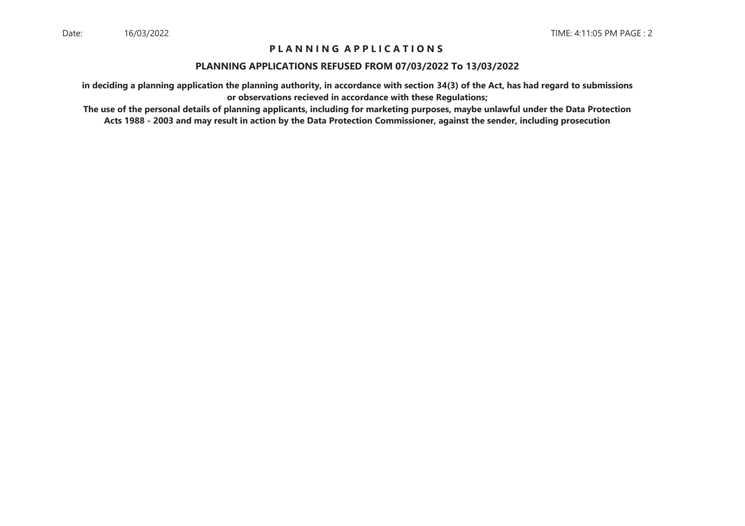# P L A N N I N G A P P L I C A T I O N S

## PLANNING APPLICATIONS REFUSED FROM 07/03/2022 To 13/03/2022

**in deciding a planning application the planning authority, in accordance with section 34(3) of the Act, has had regard to submissions or observations recieved in accordance with these Regulations;**

**The use of the personal details of planning applicants, including for marketing purposes, maybe unlawful under the Data Protection Acts 1988 - 2003 and may result in action by the Data Protection Commissioner, against the sender, including prosecution**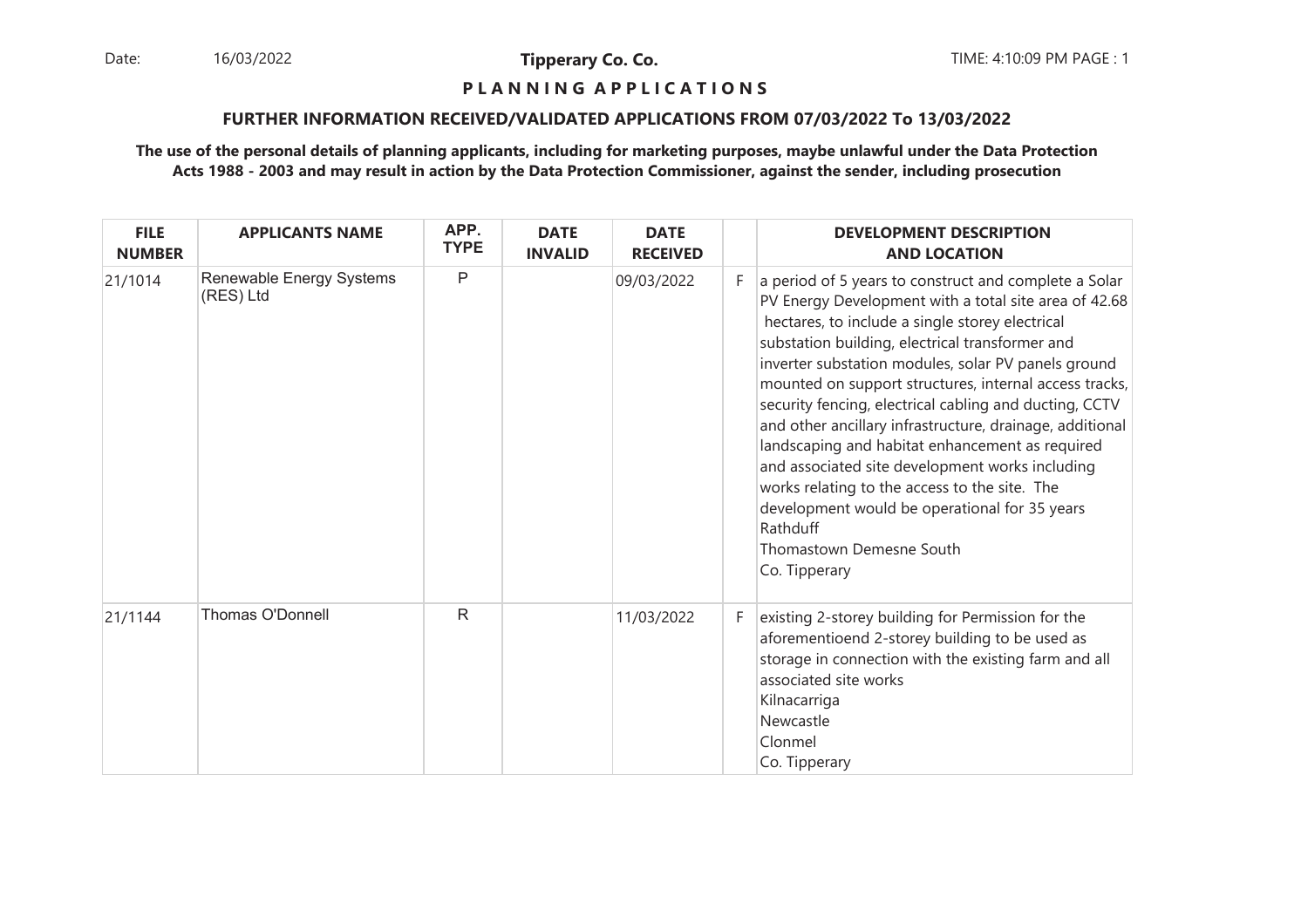**Tipperary Co. Co.**

**P L A N N I N G A P P L I C A T I O N S**

**FURTHER INFORMATION RECEIVED/VALIDATED APPLICATIONS FROM 07/03/2022 To 13/03/2022**

**The use of the personal details of planning applicants, including for marketing purposes, maybe unlawful under the Data Protection Acts 1988 - 2003 and may result in action by the Data Protection Commissioner, against the sender, including prosecution**

| FILE NUMBER | APPLICANTS NAME | APP. TYPE | DATE INVALID | DATE RECEIVED | | DEVELOPMENT DESCRIPTION AND LOCATION |
|---|---|---|---|---|---|---|
| 21/1014 | Renewable Energy Systems (RES) Ltd | P | | 09/03/2022 | F | a period of 5 years to construct and complete a Solar PV Energy Development with a total site area of 42.68 hectares, to include a single storey electrical substation building, electrical transformer and inverter substation modules, solar PV panels ground mounted on support structures, internal access tracks, security fencing, electrical cabling and ducting, CCTV and other ancillary infrastructure, drainage, additional landscaping and habitat enhancement as required and associated site development works including works relating to the access to the site. The development would be operational for 35 years<br>Rathduff<br>Thomastown Demesne South<br>Co. Tipperary |
| 21/1144 | Thomas O'Donnell | R | | 11/03/2022 | F | existing 2-storey building for Permission for the aforementioend 2-storey building to be used as storage in connection with the existing farm and all associated site works<br>Kilnacarriga<br>Newcastle<br>Clonmel<br>Co. Tipperary |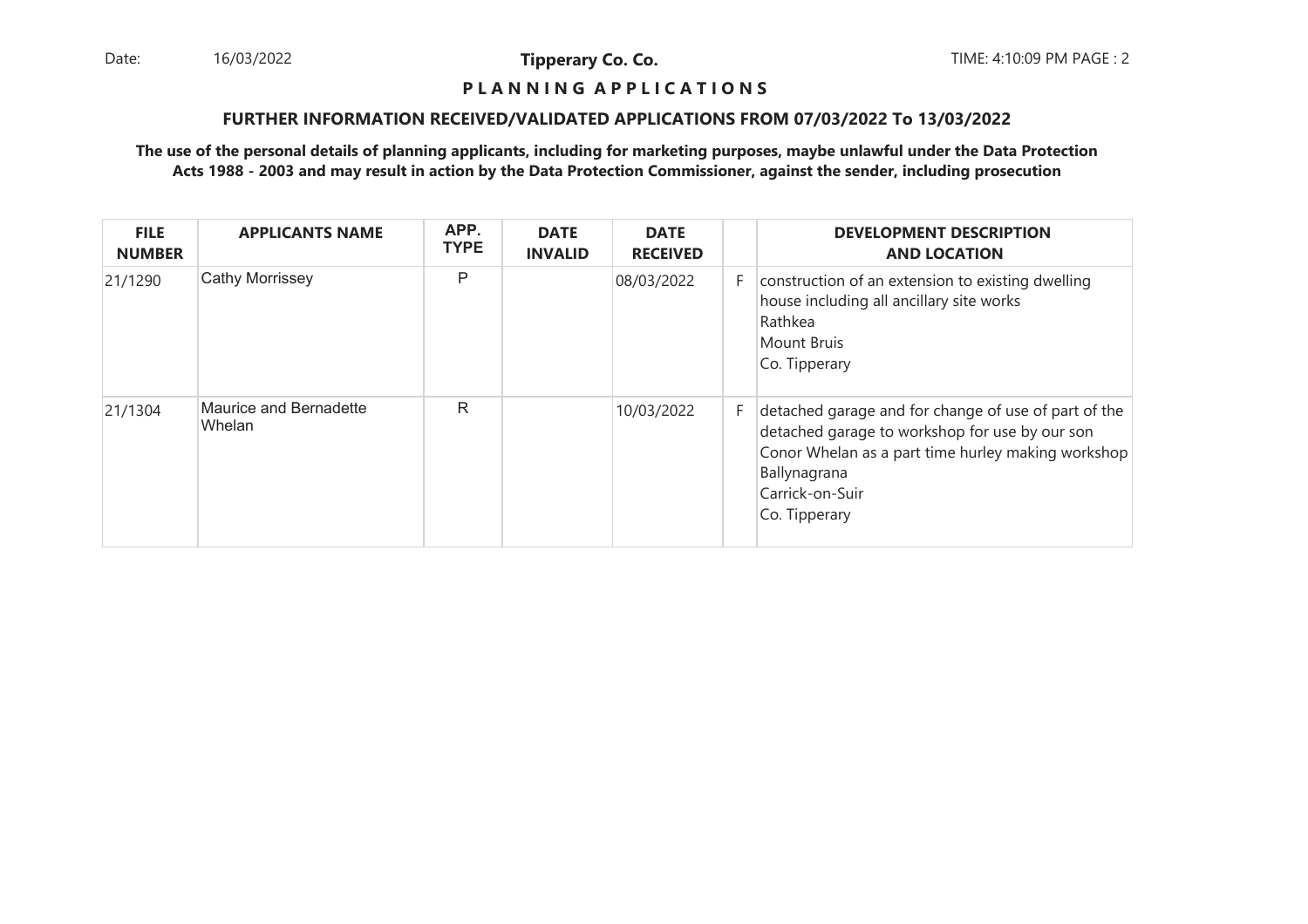**Tipperary Co. Co.**

**P L A N N I N G A P P L I C A T I O N S**

**FURTHER INFORMATION RECEIVED/VALIDATED APPLICATIONS FROM 07/03/2022 To 13/03/2022**

**The use of the personal details of planning applicants, including for marketing purposes, maybe unlawful under the Data Protection Acts 1988 - 2003 and may result in action by the Data Protection Commissioner, against the sender, including prosecution**

| FILE NUMBER | APPLICANTS NAME | APP. TYPE | DATE INVALID | DATE RECEIVED | | DEVELOPMENT DESCRIPTION AND LOCATION |
|---|---|---|---|---|---|---|
| 21/1290 | Cathy Morrissey | P | | 08/03/2022 | F | construction of an extension to existing dwelling house including all ancillary site works<br>Rathkea<br>Mount Bruis<br>Co. Tipperary |
| 21/1304 | Maurice and Bernadette Whelan | R | | 10/03/2022 | F | detached garage and for change of use of part of the detached garage to workshop for use by our son Conor Whelan as a part time hurley making workshop<br>Ballynagrana<br>Carrick-on-Suir<br>Co. Tipperary |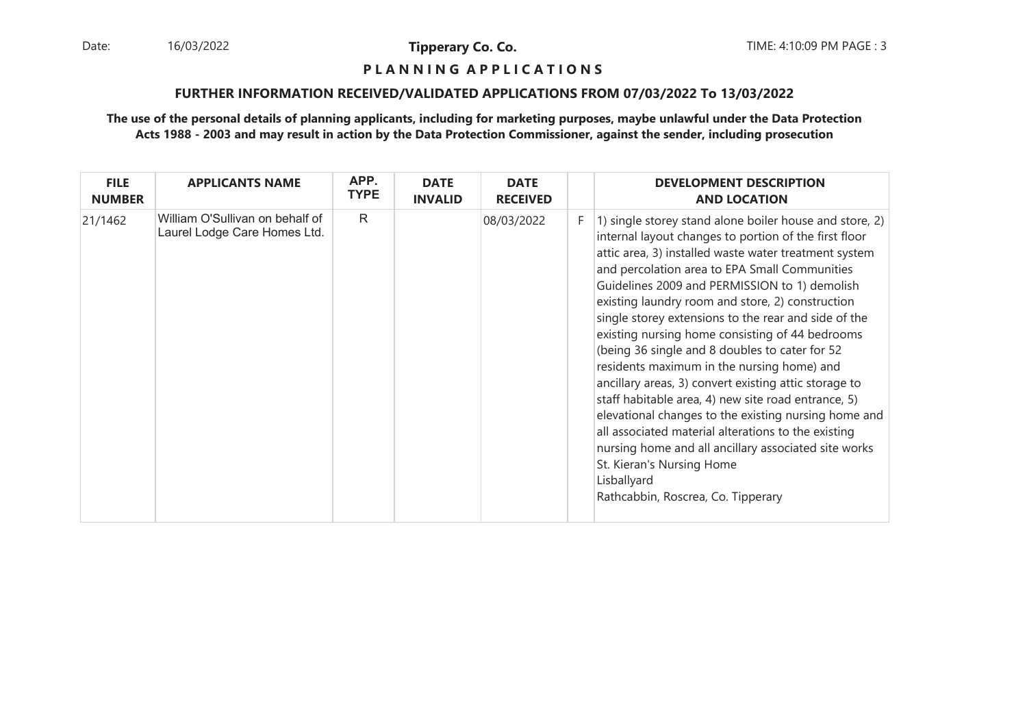**Tipperary Co. Co.**

**P L A N N I N G A P P L I C A T I O N S**

**FURTHER INFORMATION RECEIVED/VALIDATED APPLICATIONS FROM 07/03/2022 To 13/03/2022**

**The use of the personal details of planning applicants, including for marketing purposes, maybe unlawful under the Data Protection Acts 1988 - 2003 and may result in action by the Data Protection Commissioner, against the sender, including prosecution**

| FILE NUMBER | APPLICANTS NAME | APP. TYPE | DATE INVALID | DATE RECEIVED | | DEVELOPMENT DESCRIPTION AND LOCATION |
|---|---|---|---|---|---|---|
| 21/1462 | William O'Sullivan on behalf of Laurel Lodge Care Homes Ltd. | R | | 08/03/2022 | F | 1) single storey stand alone boiler house and store, 2) internal layout changes to portion of the first floor attic area, 3) installed waste water treatment system and percolation area to EPA Small Communities Guidelines 2009 and PERMISSION to 1) demolish existing laundry room and store, 2) construction single storey extensions to the rear and side of the existing nursing home consisting of 44 bedrooms (being 36 single and 8 doubles to cater for 52 residents maximum in the nursing home) and ancillary areas, 3) convert existing attic storage to staff habitable area, 4) new site road entrance, 5) elevational changes to the existing nursing home and all associated material alterations to the existing nursing home and all ancillary associated site works St. Kieran's Nursing Home Lisballyard Rathcabbin, Roscrea, Co. Tipperary |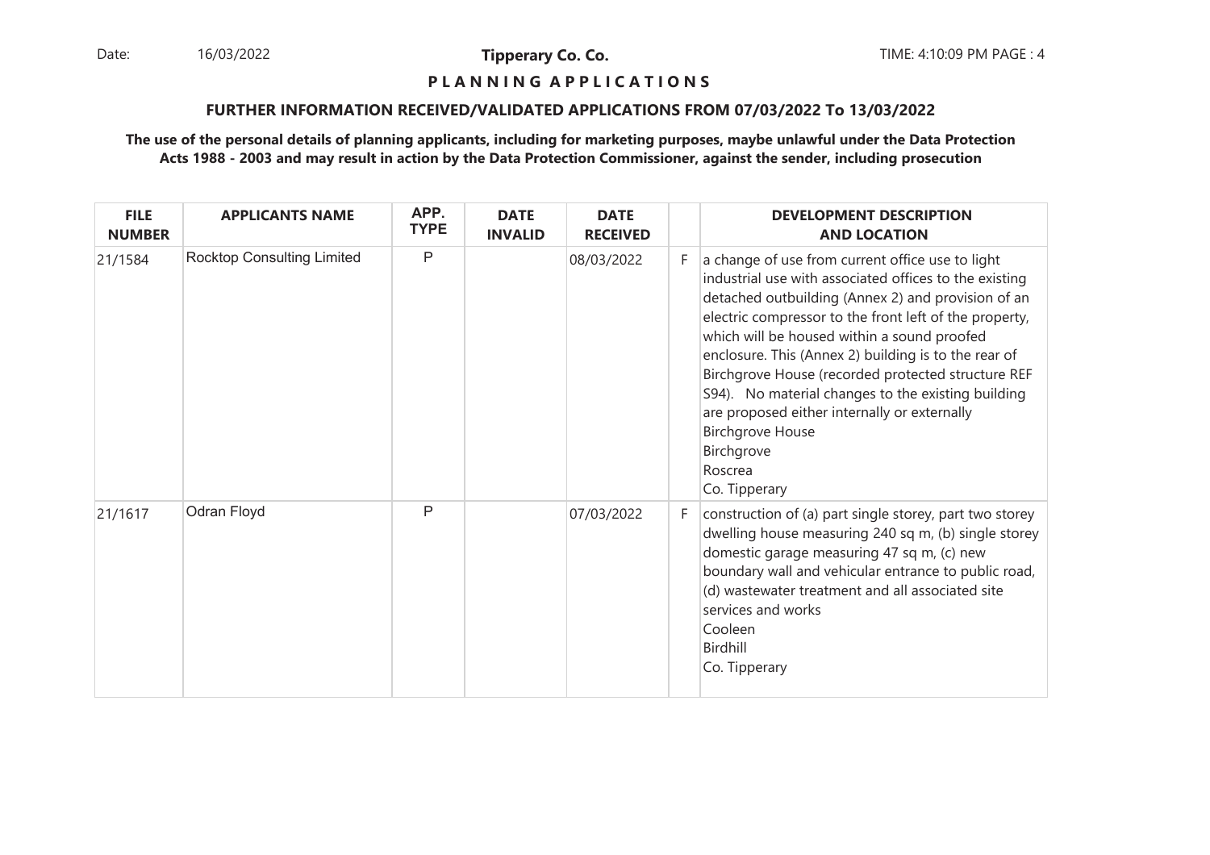**Tipperary Co. Co.**

**P L A N N I N G A P P L I C A T I O N S**

**FURTHER INFORMATION RECEIVED/VALIDATED APPLICATIONS FROM 07/03/2022 To 13/03/2022**

**The use of the personal details of planning applicants, including for marketing purposes, maybe unlawful under the Data Protection Acts 1988 - 2003 and may result in action by the Data Protection Commissioner, against the sender, including prosecution**

| FILE NUMBER | APPLICANTS NAME | APP. TYPE | DATE INVALID | DATE RECEIVED | | DEVELOPMENT DESCRIPTION AND LOCATION |
|---|---|---|---|---|---|---|
| 21/1584 | Rocktop Consulting Limited | P | | 08/03/2022 | F | a change of use from current office use to light industrial use with associated offices to the existing detached outbuilding (Annex 2) and provision of an electric compressor to the front left of the property, which will be housed within a sound proofed enclosure. This (Annex 2) building is to the rear of Birchgrove House (recorded protected structure REF S94). No material changes to the existing building are proposed either internally or externally<br>Birchgrove House<br>Birchgrove<br>Roscrea<br>Co. Tipperary |
| 21/1617 | Odran Floyd | P | | 07/03/2022 | F | construction of (a) part single storey, part two storey dwelling house measuring 240 sq m, (b) single storey domestic garage measuring 47 sq m, (c) new boundary wall and vehicular entrance to public road, (d) wastewater treatment and all associated site services and works<br>Cooleen<br>Birdhill<br>Co. Tipperary |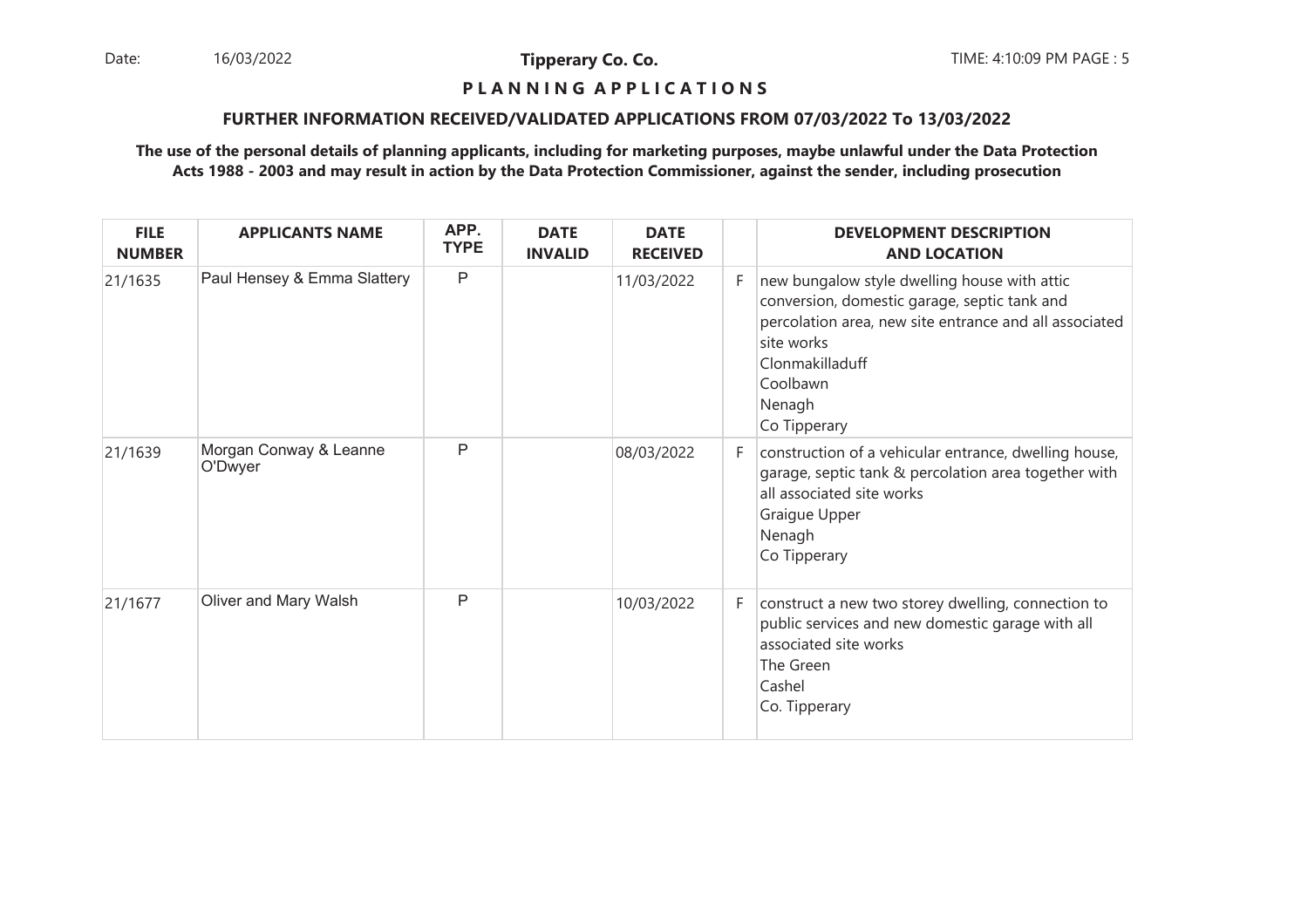Date: 16/03/2022 **Tipperary Co. Co.** TIME: 4:10:09 PM PAGE : 5

**P L A N N I N G A P P L I C A T I O N S**

**FURTHER INFORMATION RECEIVED/VALIDATED APPLICATIONS FROM 07/03/2022 To 13/03/2022**

**The use of the personal details of planning applicants, including for marketing purposes, maybe unlawful under the Data Protection Acts 1988 - 2003 and may result in action by the Data Protection Commissioner, against the sender, including prosecution**

| FILE NUMBER | APPLICANTS NAME | APP. TYPE | DATE INVALID | DATE RECEIVED | | DEVELOPMENT DESCRIPTION AND LOCATION |
|---|---|---|---|---|---|---|
| 21/1635 | Paul Hensey & Emma Slattery | P | | 11/03/2022 | F | new bungalow style dwelling house with attic conversion, domestic garage, septic tank and percolation area, new site entrance and all associated site works<br>Clonmakilladuff<br>Coolbawn<br>Nenagh<br>Co Tipperary |
| 21/1639 | Morgan Conway & Leanne O'Dwyer | P | | 08/03/2022 | F | construction of a vehicular entrance, dwelling house, garage, septic tank & percolation area together with all associated site works<br>Graigue Upper<br>Nenagh<br>Co Tipperary |
| 21/1677 | Oliver and Mary Walsh | P | | 10/03/2022 | F | construct a new two storey dwelling, connection to public services and new domestic garage with all associated site works<br>The Green<br>Cashel<br>Co. Tipperary |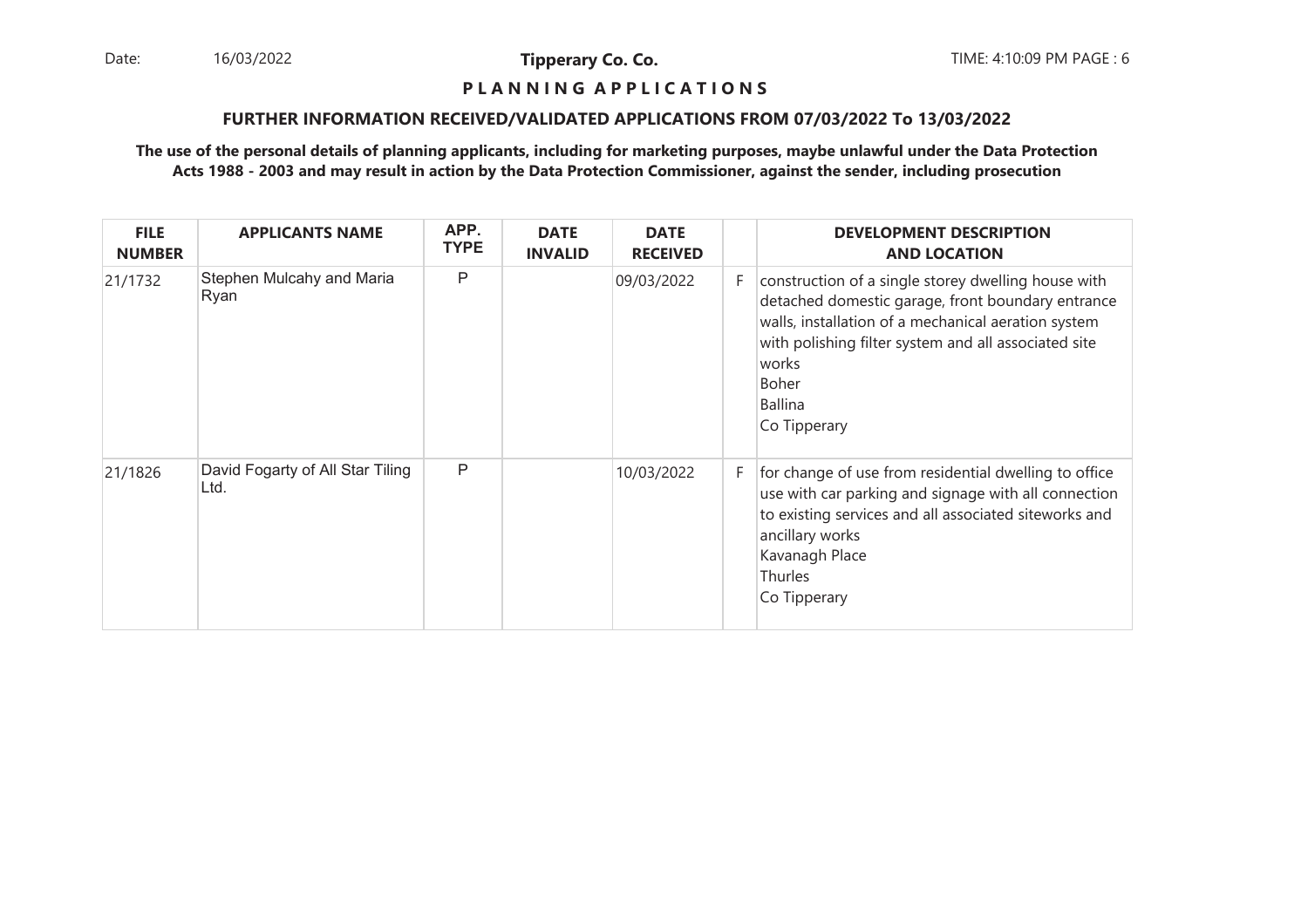**Tipperary Co. Co.**

**P L A N N I N G  A P P L I C A T I O N S**

**FURTHER INFORMATION RECEIVED/VALIDATED APPLICATIONS FROM 07/03/2022 To 13/03/2022**

**The use of the personal details of planning applicants, including for marketing purposes, maybe unlawful under the Data Protection Acts 1988 - 2003 and may result in action by the Data Protection Commissioner, against the sender, including prosecution**

| FILE NUMBER | APPLICANTS NAME | APP. TYPE | DATE INVALID | DATE RECEIVED | | DEVELOPMENT DESCRIPTION AND LOCATION |
|---|---|---|---|---|---|---|
| 21/1732 | Stephen Mulcahy and Maria Ryan | P | | 09/03/2022 | F | construction of a single storey dwelling house with detached domestic garage, front boundary entrance walls, installation of a mechanical aeration system with polishing filter system and all associated site works<br>Boher<br>Ballina<br>Co Tipperary |
| 21/1826 | David Fogarty of All Star Tiling Ltd. | P | | 10/03/2022 | F | for change of use from residential dwelling to office use with car parking and signage with all connection to existing services and all associated siteworks and ancillary works<br>Kavanagh Place<br>Thurles<br>Co Tipperary |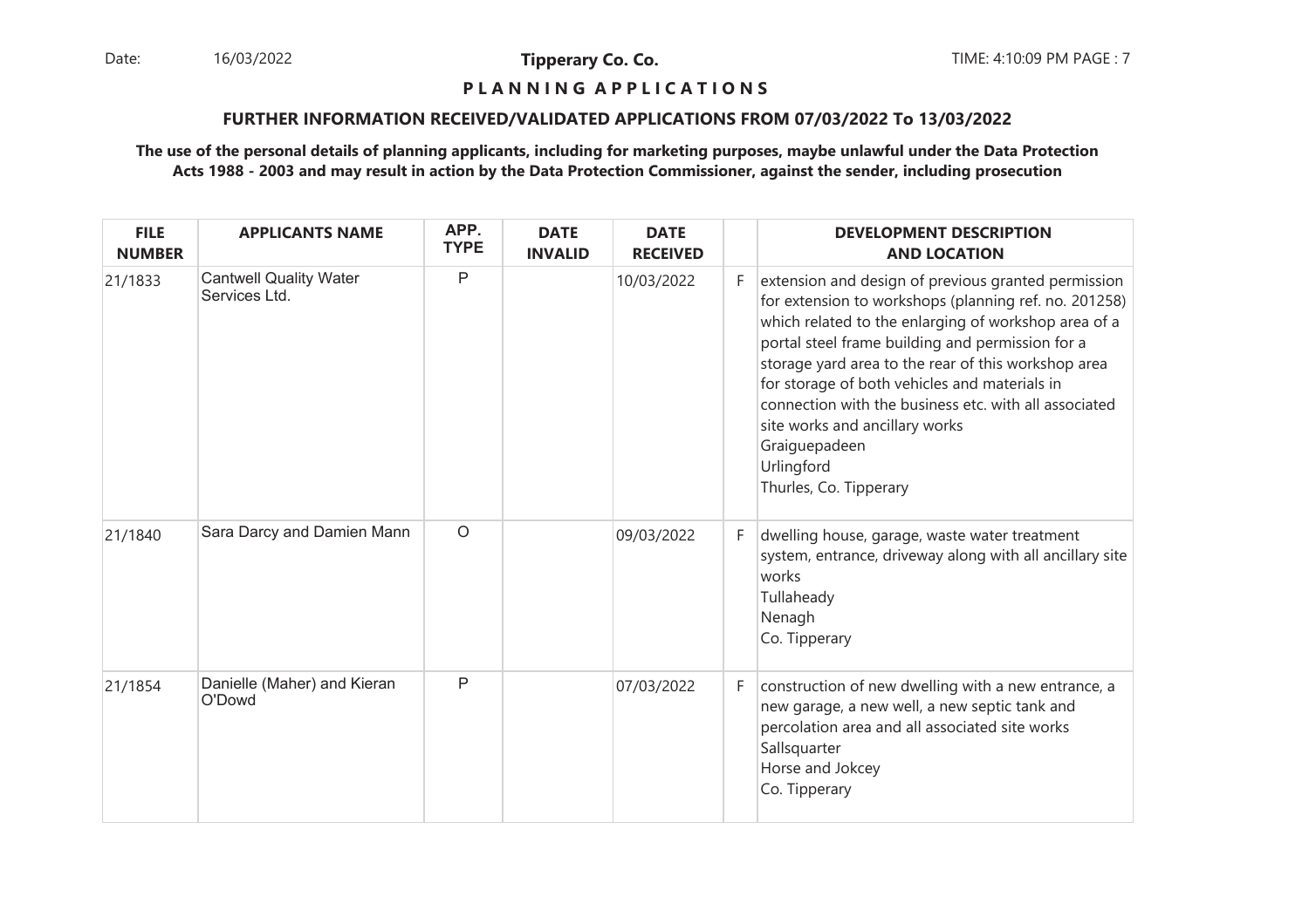**PLANNING APPLICATIONS**

**FURTHER INFORMATION RECEIVED/VALIDATED APPLICATIONS FROM 07/03/2022 To 13/03/2022**

**The use of the personal details of planning applicants, including for marketing purposes, maybe unlawful under the Data Protection Acts 1988 - 2003 and may result in action by the Data Protection Commissioner, against the sender, including prosecution**

| FILE NUMBER | APPLICANTS NAME | APP. TYPE | DATE INVALID | DATE RECEIVED | | DEVELOPMENT DESCRIPTION AND LOCATION |
|---|---|---|---|---|---|---|
| 21/1833 | Cantwell Quality Water Services Ltd. | P | | 10/03/2022 | F | extension and design of previous granted permission for extension to workshops (planning ref. no. 201258) which related to the enlarging of workshop area of a portal steel frame building and permission for a storage yard area to the rear of this workshop area for storage of both vehicles and materials in connection with the business etc. with all associated site works and ancillary works<br>Graiguepadeen<br>Urlingford<br>Thurles, Co. Tipperary |
| 21/1840 | Sara Darcy and Damien Mann | O | | 09/03/2022 | F | dwelling house, garage, waste water treatment system, entrance, driveway along with all ancillary site works<br>Tullaheady<br>Nenagh<br>Co. Tipperary |
| 21/1854 | Danielle (Maher) and Kieran O'Dowd | P | | 07/03/2022 | F | construction of new dwelling with a new entrance, a new garage, a new well, a new septic tank and percolation area and all associated site works<br>Sallsquarter<br>Horse and Jokcey<br>Co. Tipperary |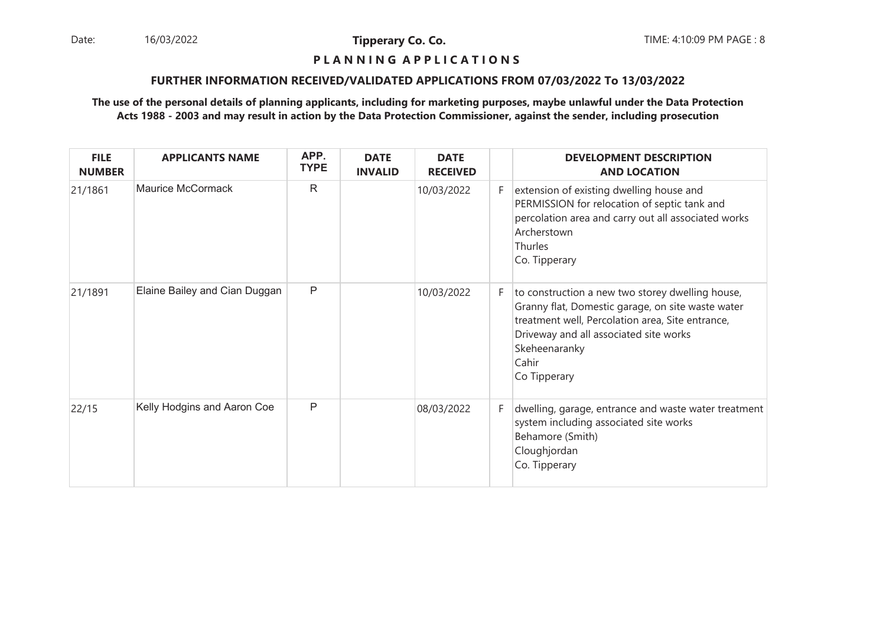**Tipperary Co. Co.**

**P L A N N I N G A P P L I C A T I O N S**

**FURTHER INFORMATION RECEIVED/VALIDATED APPLICATIONS FROM 07/03/2022 To 13/03/2022**

**The use of the personal details of planning applicants, including for marketing purposes, maybe unlawful under the Data Protection Acts 1988 - 2003 and may result in action by the Data Protection Commissioner, against the sender, including prosecution**

| FILE NUMBER | APPLICANTS NAME | APP. TYPE | DATE INVALID | DATE RECEIVED | | DEVELOPMENT DESCRIPTION AND LOCATION |
|---|---|---|---|---|---|---|
| 21/1861 | Maurice McCormack | R | | 10/03/2022 | F | extension of existing dwelling house and PERMISSION for relocation of septic tank and percolation area and carry out all associated works<br>Archerstown<br>Thurles<br>Co. Tipperary |
| 21/1891 | Elaine Bailey and Cian Duggan | P | | 10/03/2022 | F | to construction a new two storey dwelling house, Granny flat, Domestic garage, on site waste water treatment well, Percolation area, Site entrance, Driveway and all associated site works<br>Skeheenaranky<br>Cahir<br>Co Tipperary |
| 22/15 | Kelly Hodgins and Aaron Coe | P | | 08/03/2022 | F | dwelling, garage, entrance and waste water treatment system including associated site works<br>Behamore (Smith)<br>Cloughjordan<br>Co. Tipperary |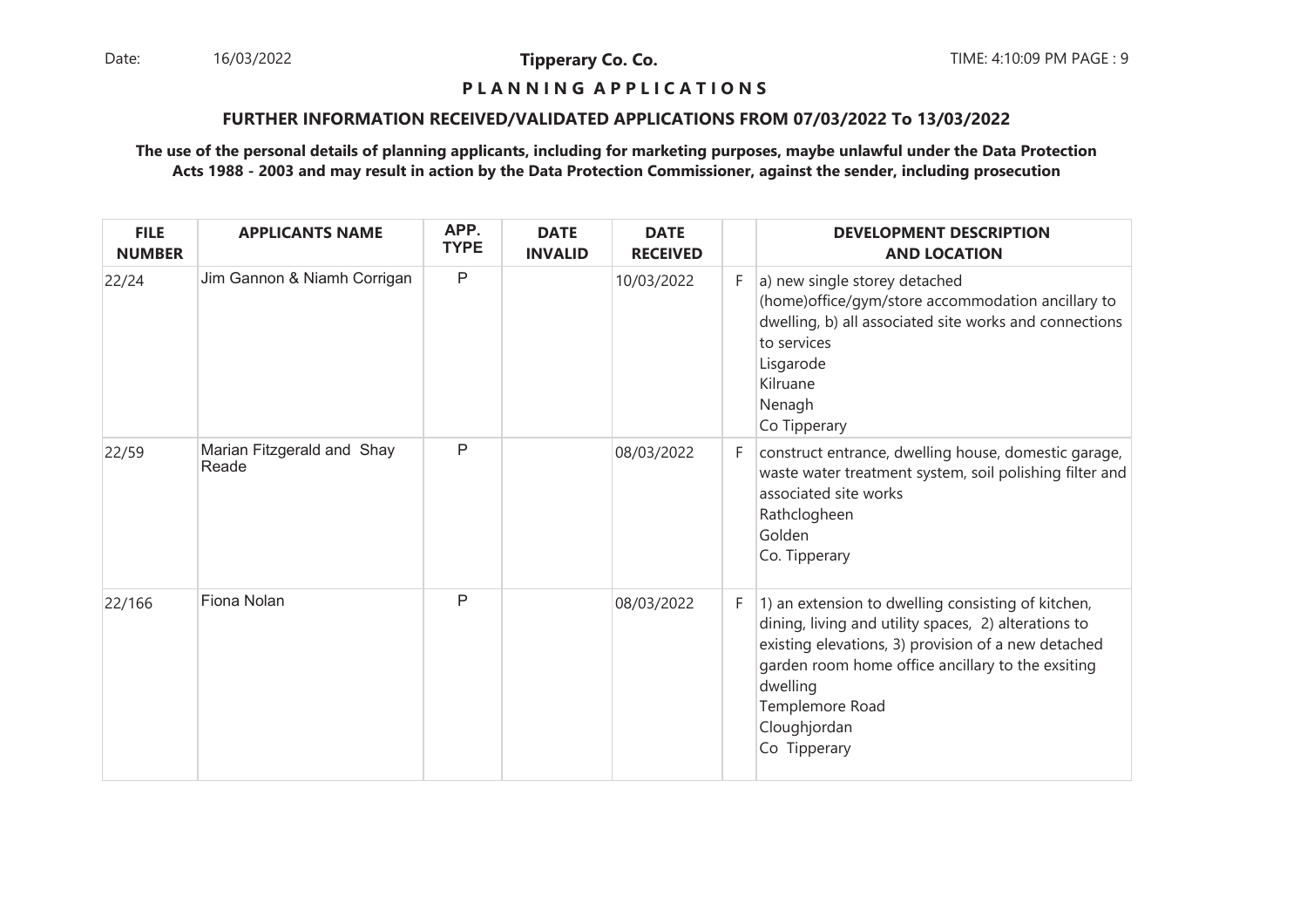**Tipperary Co. Co.**

**P L A N N I N G   A P P L I C A T I O N S**

**FURTHER INFORMATION RECEIVED/VALIDATED APPLICATIONS FROM 07/03/2022 To 13/03/2022**

**The use of the personal details of planning applicants, including for marketing purposes, maybe unlawful under the Data Protection Acts 1988 - 2003 and may result in action by the Data Protection Commissioner, against the sender, including prosecution**

| FILE NUMBER | APPLICANTS NAME | APP. TYPE | DATE INVALID | DATE RECEIVED | | DEVELOPMENT DESCRIPTION AND LOCATION |
|---|---|---|---|---|---|---|
| 22/24 | Jim Gannon & Niamh Corrigan | P | | 10/03/2022 | F | a) new single storey detached (home)office/gym/store accommodation ancillary to dwelling, b) all associated site works and connections to services<br>Lisgarode<br>Kilruane<br>Nenagh<br>Co Tipperary |
| 22/59 | Marian Fitzgerald and Shay Reade | P | | 08/03/2022 | F | construct entrance, dwelling house, domestic garage, waste water treatment system, soil polishing filter and associated site works<br>Rathclogheen<br>Golden<br>Co. Tipperary |
| 22/166 | Fiona Nolan | P | | 08/03/2022 | F | 1) an extension to dwelling consisting of kitchen, dining, living and utility spaces, 2) alterations to existing elevations, 3) provision of a new detached garden room home office ancillary to the exsiting dwelling<br>Templemore Road<br>Cloughjordan<br>Co Tipperary |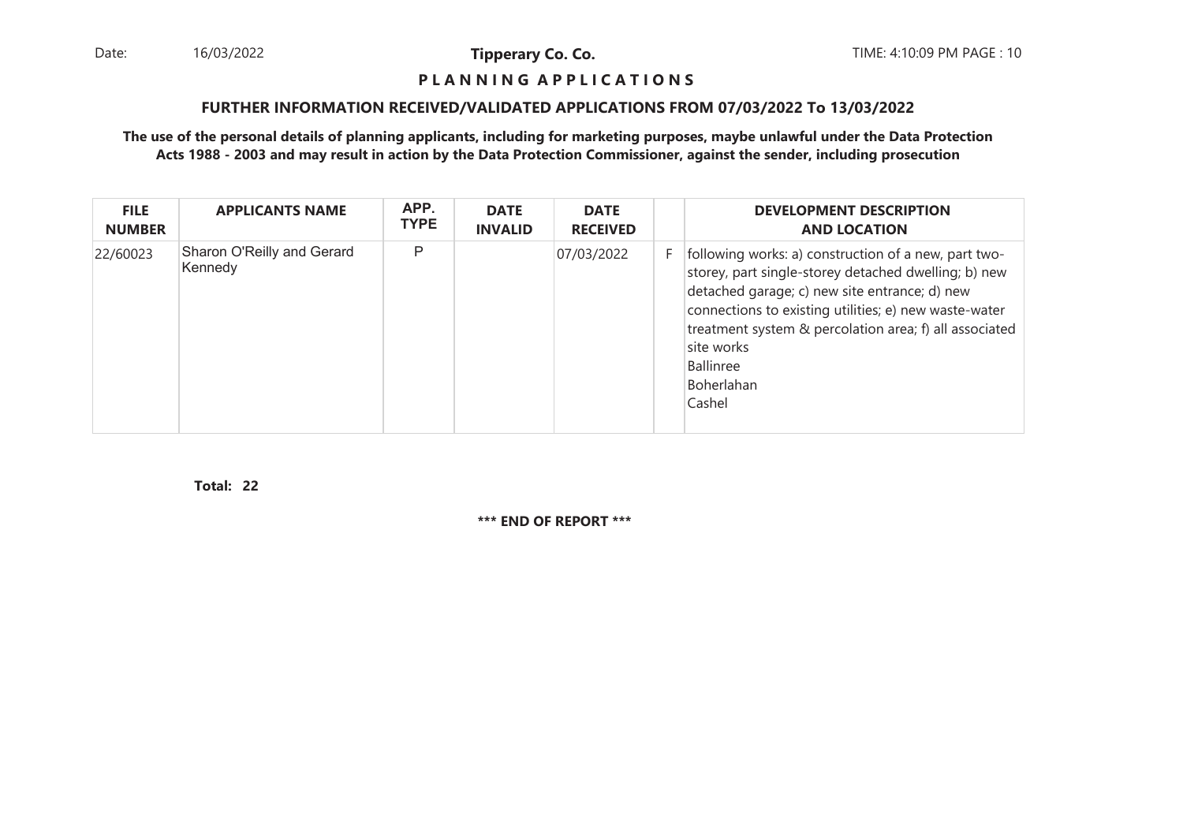**P L A N N I N G A P P L I C A T I O N S**

**FURTHER INFORMATION RECEIVED/VALIDATED APPLICATIONS FROM 07/03/2022 To 13/03/2022**

**The use of the personal details of planning applicants, including for marketing purposes, maybe unlawful under the Data Protection Acts 1988 - 2003 and may result in action by the Data Protection Commissioner, against the sender, including prosecution**

| FILE NUMBER | APPLICANTS NAME | APP. TYPE | DATE INVALID | DATE RECEIVED | | DEVELOPMENT DESCRIPTION AND LOCATION |
|---|---|---|---|---|---|---|
| 22/60023 | Sharon O'Reilly and Gerard Kennedy | P | | 07/03/2022 | F | following works: a) construction of a new, part two-storey, part single-storey detached dwelling; b) new detached garage; c) new site entrance; d) new connections to existing utilities; e) new waste-water treatment system & percolation area; f) all associated site works<br>Ballinree<br>Boherlahan<br>Cashel |

**Total: 22**

**\*\*\* END OF REPORT \*\*\***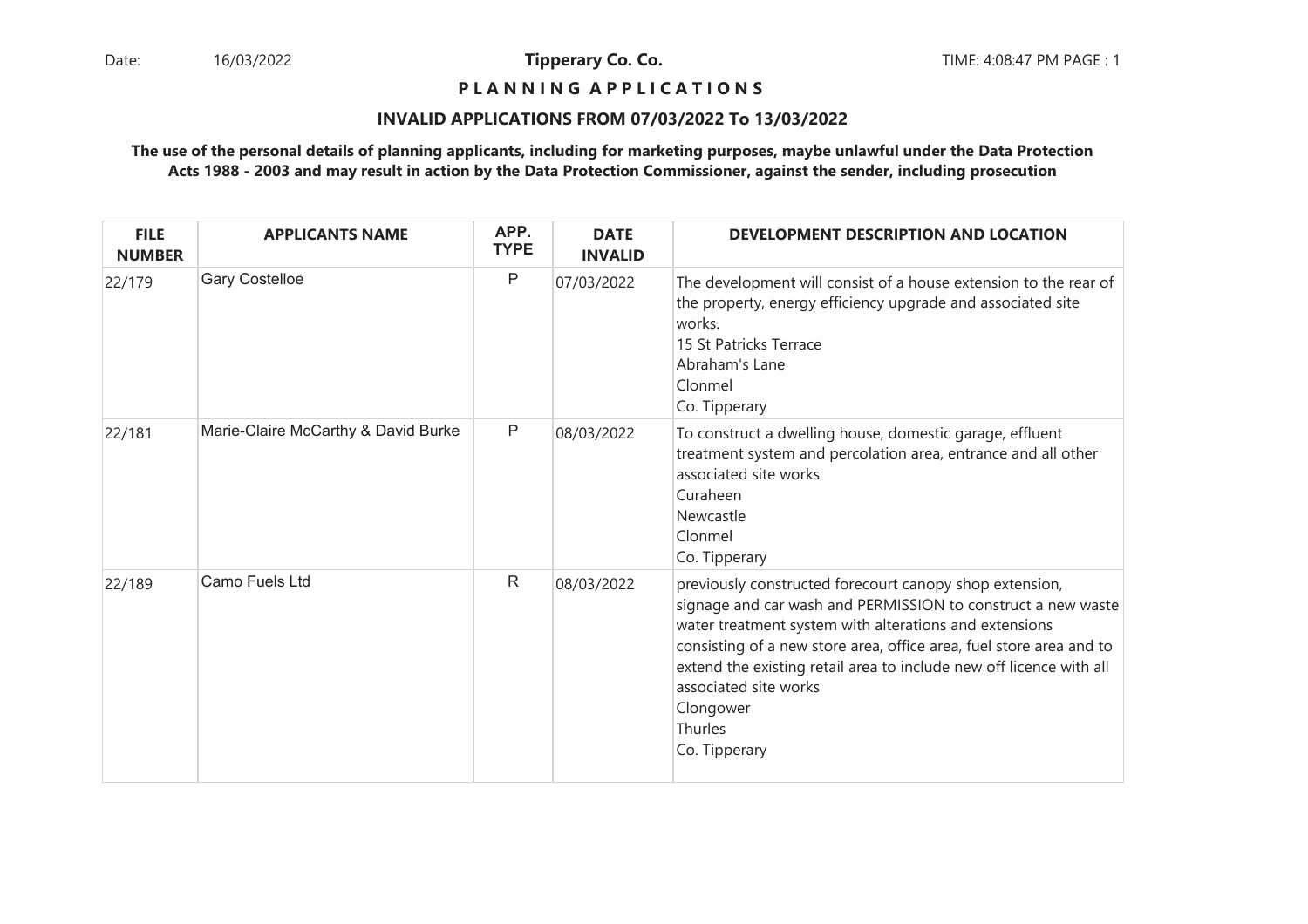Date: 16/03/2022 **Tipperary Co. Co.** TIME: 4:08:47 PM PAGE : 1

**P L A N N I N G A P P L I C A T I O N S**

**INVALID APPLICATIONS FROM 07/03/2022 To 13/03/2022**

**The use of the personal details of planning applicants, including for marketing purposes, maybe unlawful under the Data Protection Acts 1988 - 2003 and may result in action by the Data Protection Commissioner, against the sender, including prosecution**

| FILE NUMBER | APPLICANTS NAME | APP. TYPE | DATE INVALID | DEVELOPMENT DESCRIPTION AND LOCATION |
|---|---|---|---|---|
| 22/179 | Gary Costelloe | P | 07/03/2022 | The development will consist of a house extension to the rear of the property, energy efficiency upgrade and associated site works.<br>15 St Patricks Terrace<br>Abraham's Lane<br>Clonmel<br>Co. Tipperary |
| 22/181 | Marie-Claire McCarthy & David Burke | P | 08/03/2022 | To construct a dwelling house, domestic garage, effluent treatment system and percolation area, entrance and all other associated site works<br>Curaheen<br>Newcastle<br>Clonmel<br>Co. Tipperary |
| 22/189 | Camo Fuels Ltd | R | 08/03/2022 | previously constructed forecourt canopy shop extension, signage and car wash and PERMISSION to construct a new waste water treatment system with alterations and extensions consisting of a new store area, office area, fuel store area and to extend the existing retail area to include new off licence with all associated site works<br>Clongower<br>Thurles<br>Co. Tipperary |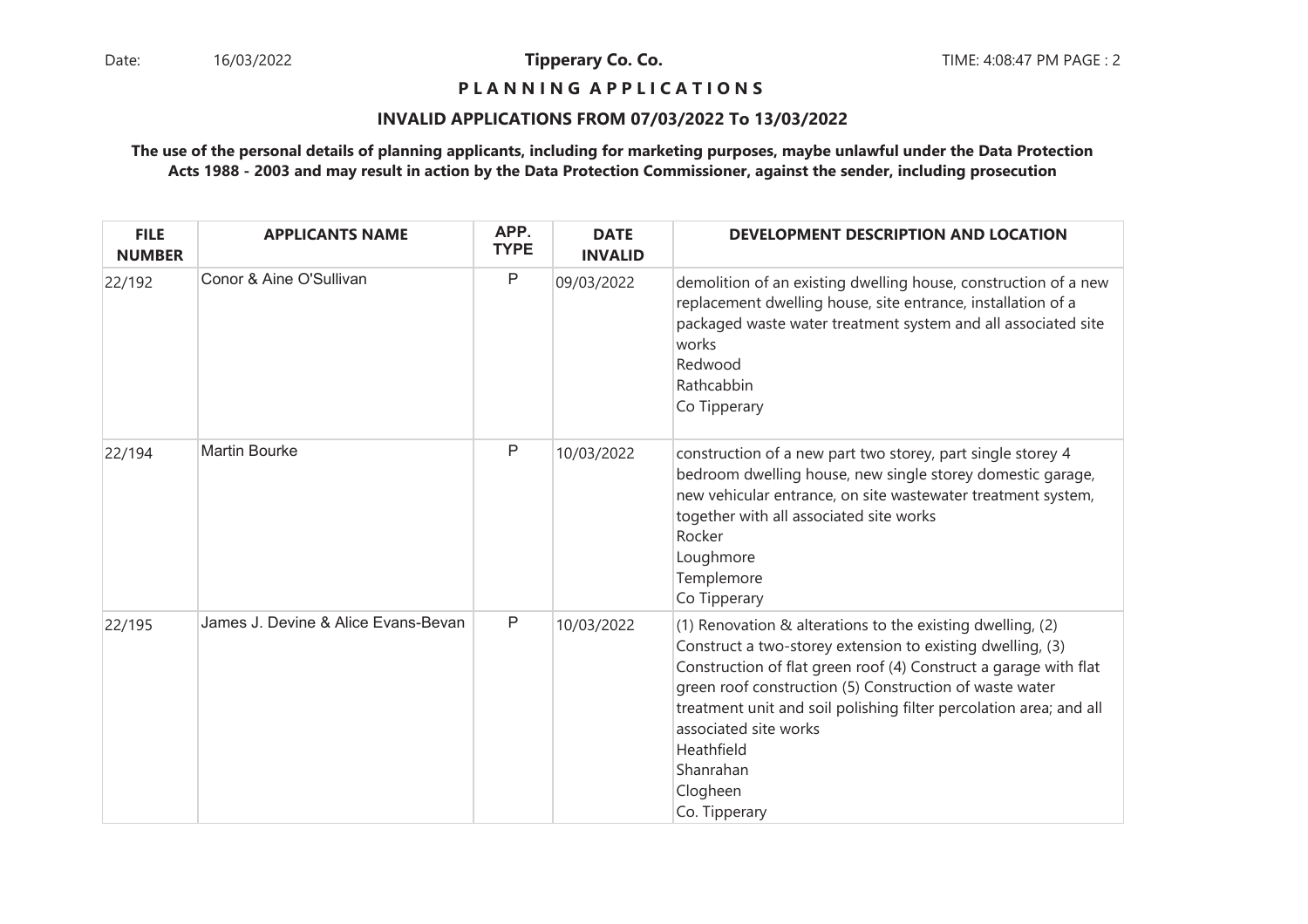**Tipperary Co. Co.**

**P L A N N I N G A P P L I C A T I O N S**

**INVALID APPLICATIONS FROM 07/03/2022 To 13/03/2022**

**The use of the personal details of planning applicants, including for marketing purposes, maybe unlawful under the Data Protection Acts 1988 - 2003 and may result in action by the Data Protection Commissioner, against the sender, including prosecution**

| FILE NUMBER | APPLICANTS NAME | APP. TYPE | DATE INVALID | DEVELOPMENT DESCRIPTION AND LOCATION |
|---|---|---|---|---|
| 22/192 | Conor & Aine O'Sullivan | P | 09/03/2022 | demolition of an existing dwelling house, construction of a new replacement dwelling house, site entrance, installation of a packaged waste water treatment system and all associated site works<br>Redwood<br>Rathcabbin<br>Co Tipperary |
| 22/194 | Martin Bourke | P | 10/03/2022 | construction of a new part two storey, part single storey 4 bedroom dwelling house, new single storey domestic garage, new vehicular entrance, on site wastewater treatment system, together with all associated site works<br>Rocker<br>Loughmore<br>Templemore<br>Co Tipperary |
| 22/195 | James J. Devine & Alice Evans-Bevan | P | 10/03/2022 | (1) Renovation & alterations to the existing dwelling, (2) Construct a two-storey extension to existing dwelling, (3) Construction of flat green roof (4) Construct a garage with flat green roof construction (5) Construction of waste water treatment unit and soil polishing filter percolation area; and all associated site works<br>Heathfield<br>Shanrahan<br>Clogheen<br>Co. Tipperary |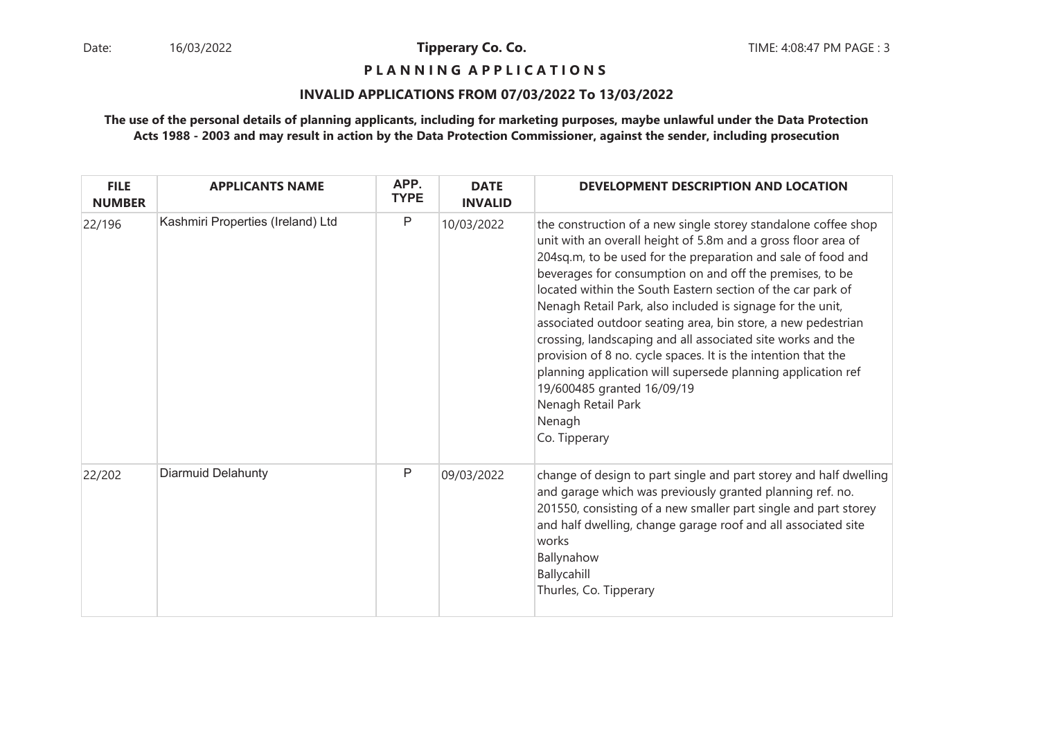**Tipperary Co. Co.**

# PLANNING APPLICATIONS

## INVALID APPLICATIONS FROM 07/03/2022 To 13/03/2022

**The use of the personal details of planning applicants, including for marketing purposes, maybe unlawful under the Data Protection Acts 1988 - 2003 and may result in action by the Data Protection Commissioner, against the sender, including prosecution**

| FILE NUMBER | APPLICANTS NAME | APP. TYPE | DATE INVALID | DEVELOPMENT DESCRIPTION AND LOCATION |
|---|---|---|---|---|
| 22/196 | Kashmiri Properties (Ireland) Ltd | P | 10/03/2022 | the construction of a new single storey standalone coffee shop unit with an overall height of 5.8m and a gross floor area of 204sq.m, to be used for the preparation and sale of food and beverages for consumption on and off the premises, to be located within the South Eastern section of the car park of Nenagh Retail Park, also included is signage for the unit, associated outdoor seating area, bin store, a new pedestrian crossing, landscaping and all associated site works and the provision of 8 no. cycle spaces. It is the intention that the planning application will supersede planning application ref 19/600485 granted 16/09/19<br>Nenagh Retail Park<br>Nenagh<br>Co. Tipperary |
| 22/202 | Diarmuid Delahunty | P | 09/03/2022 | change of design to part single and part storey and half dwelling and garage which was previously granted planning ref. no. 201550, consisting of a new smaller part single and part storey and half dwelling, change garage roof and all associated site works<br>Ballynahow<br>Ballycahill<br>Thurles, Co. Tipperary |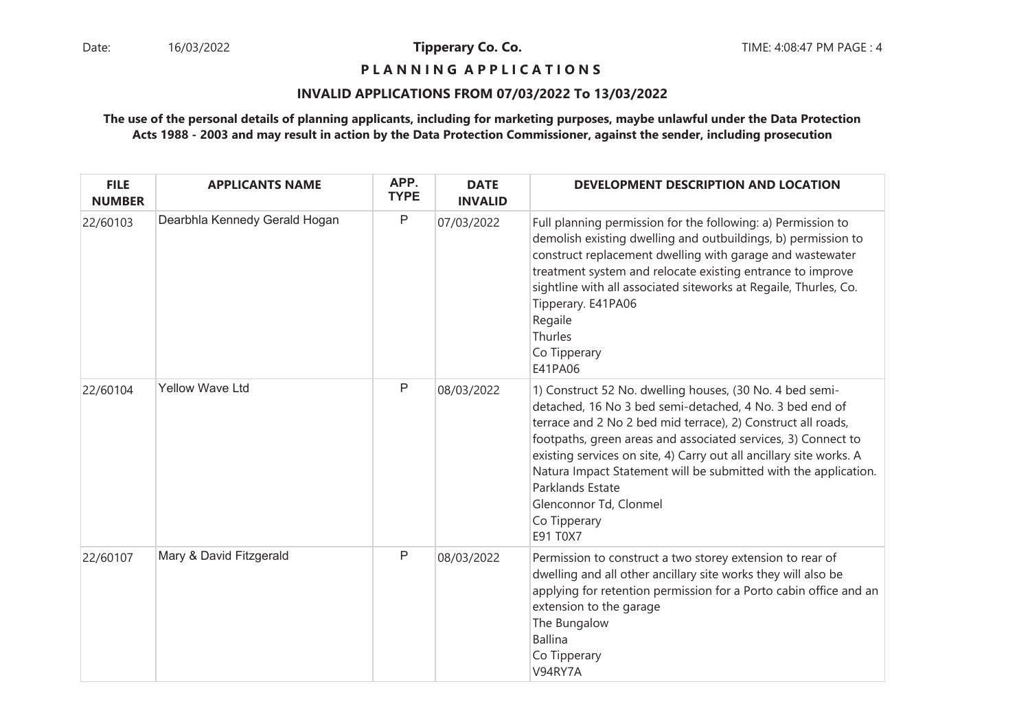Date: 16/03/2022 **Tipperary Co. Co.** TIME: 4:08:47 PM PAGE : 4

**P L A N N I N G   A P P L I C A T I O N S**

**INVALID APPLICATIONS FROM 07/03/2022 To 13/03/2022**

**The use of the personal details of planning applicants, including for marketing purposes, maybe unlawful under the Data Protection Acts 1988 - 2003 and may result in action by the Data Protection Commissioner, against the sender, including prosecution**

| FILE NUMBER | APPLICANTS NAME | APP. TYPE | DATE INVALID | DEVELOPMENT DESCRIPTION AND LOCATION |
|---|---|---|---|---|
| 22/60103 | Dearbhla Kennedy Gerald Hogan | P | 07/03/2022 | Full planning permission for the following: a) Permission to demolish existing dwelling and outbuildings, b) permission to construct replacement dwelling with garage and wastewater treatment system and relocate existing entrance to improve sightline with all associated siteworks at Regaile, Thurles, Co. Tipperary. E41PA06<br>Regaile<br>Thurles<br>Co Tipperary<br>E41PA06 |
| 22/60104 | Yellow Wave Ltd | P | 08/03/2022 | 1) Construct 52 No. dwelling houses, (30 No. 4 bed semi-detached, 16 No 3 bed semi-detached, 4 No. 3 bed end of terrace and 2 No 2 bed mid terrace), 2) Construct all roads, footpaths, green areas and associated services, 3) Connect to existing services on site, 4) Carry out all ancillary site works. A Natura Impact Statement will be submitted with the application.<br>Parklands Estate<br>Glenconnor Td, Clonmel<br>Co Tipperary<br>E91 T0X7 |
| 22/60107 | Mary & David Fitzgerald | P | 08/03/2022 | Permission to construct a two storey extension to rear of dwelling and all other ancillary site works they will also be applying for retention permission for a Porto cabin office and an extension to the garage<br>The Bungalow<br>Ballina<br>Co Tipperary<br>V94RY7A |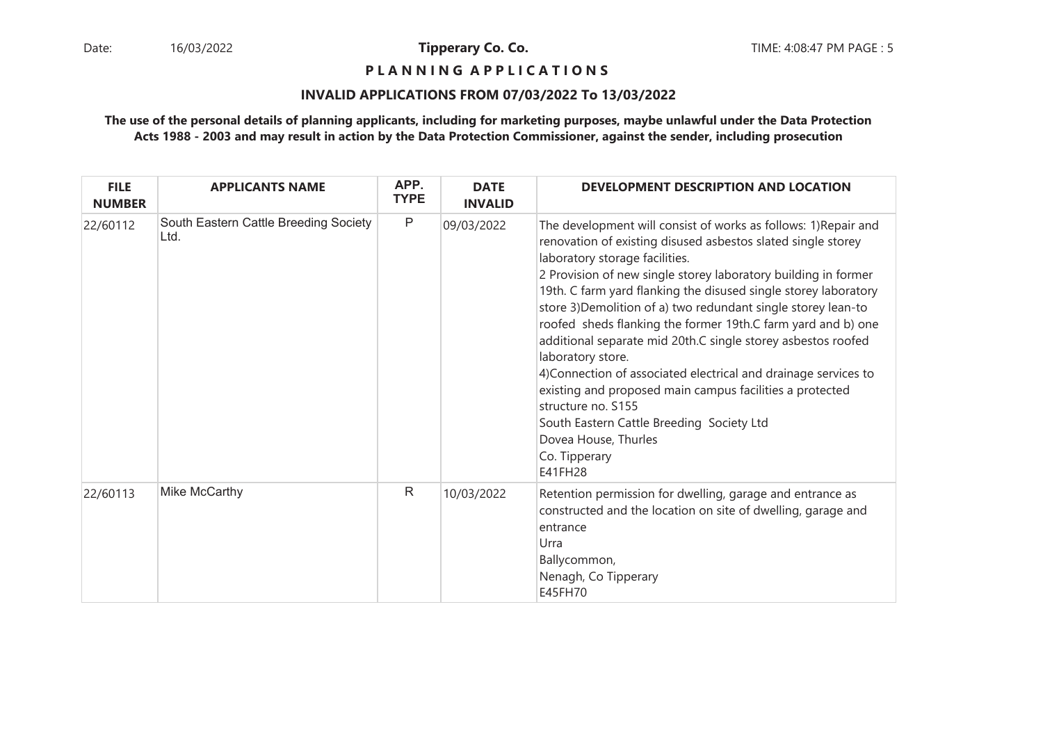**Tipperary Co. Co.**

**P L A N N I N G A P P L I C A T I O N S**

**INVALID APPLICATIONS FROM 07/03/2022 To 13/03/2022**

**The use of the personal details of planning applicants, including for marketing purposes, maybe unlawful under the Data Protection Acts 1988 - 2003 and may result in action by the Data Protection Commissioner, against the sender, including prosecution**

| FILE NUMBER | APPLICANTS NAME | APP. TYPE | DATE INVALID | DEVELOPMENT DESCRIPTION AND LOCATION |
|---|---|---|---|---|
| 22/60112 | South Eastern Cattle Breeding Society Ltd. | P | 09/03/2022 | The development will consist of works as follows: 1)Repair and renovation of existing disused asbestos slated single storey laboratory storage facilities.<br>2 Provision of new single storey laboratory building in former 19th. C farm yard flanking the disused single storey laboratory store 3)Demolition of a) two redundant single storey lean-to roofed sheds flanking the former 19th.C farm yard and b) one additional separate mid 20th.C single storey asbestos roofed laboratory store.<br>4)Connection of associated electrical and drainage services to existing and proposed main campus facilities a protected structure no. S155<br>South Eastern Cattle Breeding Society Ltd<br>Dovea House, Thurles<br>Co. Tipperary<br>E41FH28 |
| 22/60113 | Mike McCarthy | R | 10/03/2022 | Retention permission for dwelling, garage and entrance as constructed and the location on site of dwelling, garage and entrance<br>Urra<br>Ballycommon,<br>Nenagh, Co Tipperary<br>E45FH70 |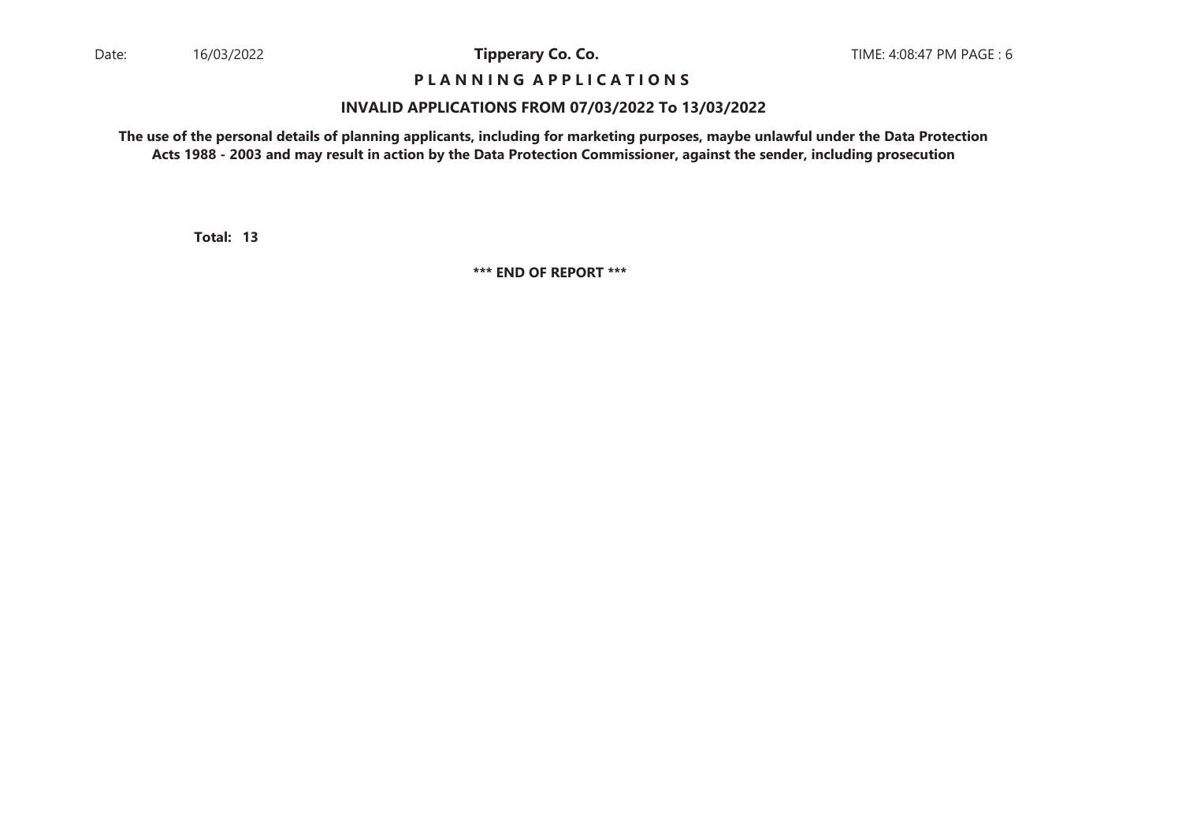# P L A N N I N G A P P L I C A T I O N S

## INVALID APPLICATIONS FROM 07/03/2022 To 13/03/2022

**The use of the personal details of planning applicants, including for marketing purposes, maybe unlawful under the Data Protection Acts 1988 - 2003 and may result in action by the Data Protection Commissioner, against the sender, including prosecution**

**Total: 13**

**\*\*\* END OF REPORT \*\*\***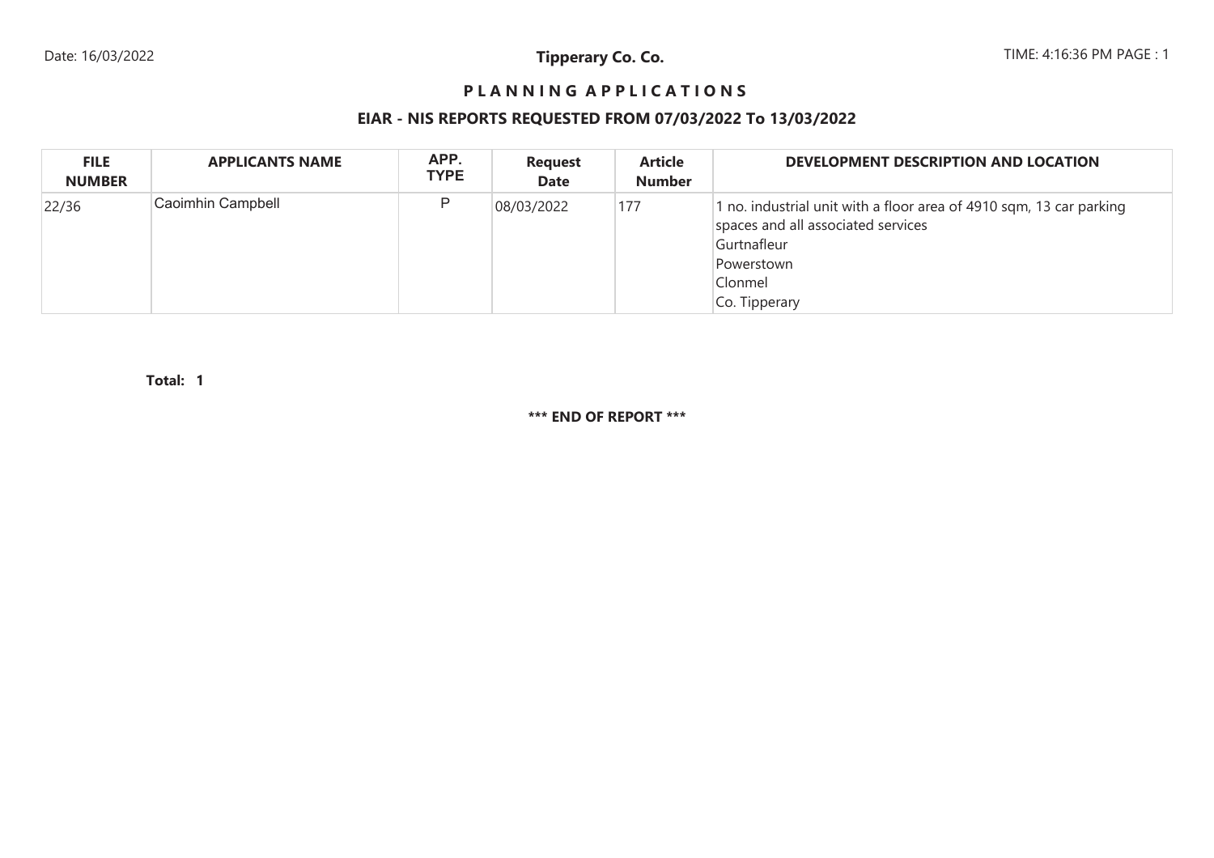# Tipperary Co. Co.

## P L A N N I N G   A P P L I C A T I O N S

### EIAR - NIS REPORTS REQUESTED FROM 07/03/2022 To 13/03/2022

| FILE NUMBER | APPLICANTS NAME | APP. TYPE | Request Date | Article Number | DEVELOPMENT DESCRIPTION AND LOCATION |
|---|---|---|---|---|---|
| 22/36 | Caoimhin Campbell | P | 08/03/2022 | 177 | 1 no. industrial unit with a floor area of 4910 sqm, 13 car parking spaces and all associated services<br>Gurtnafleur<br>Powerstown<br>Clonmel<br>Co. Tipperary |

**Total: 1**

**\*\*\* END OF REPORT \*\*\***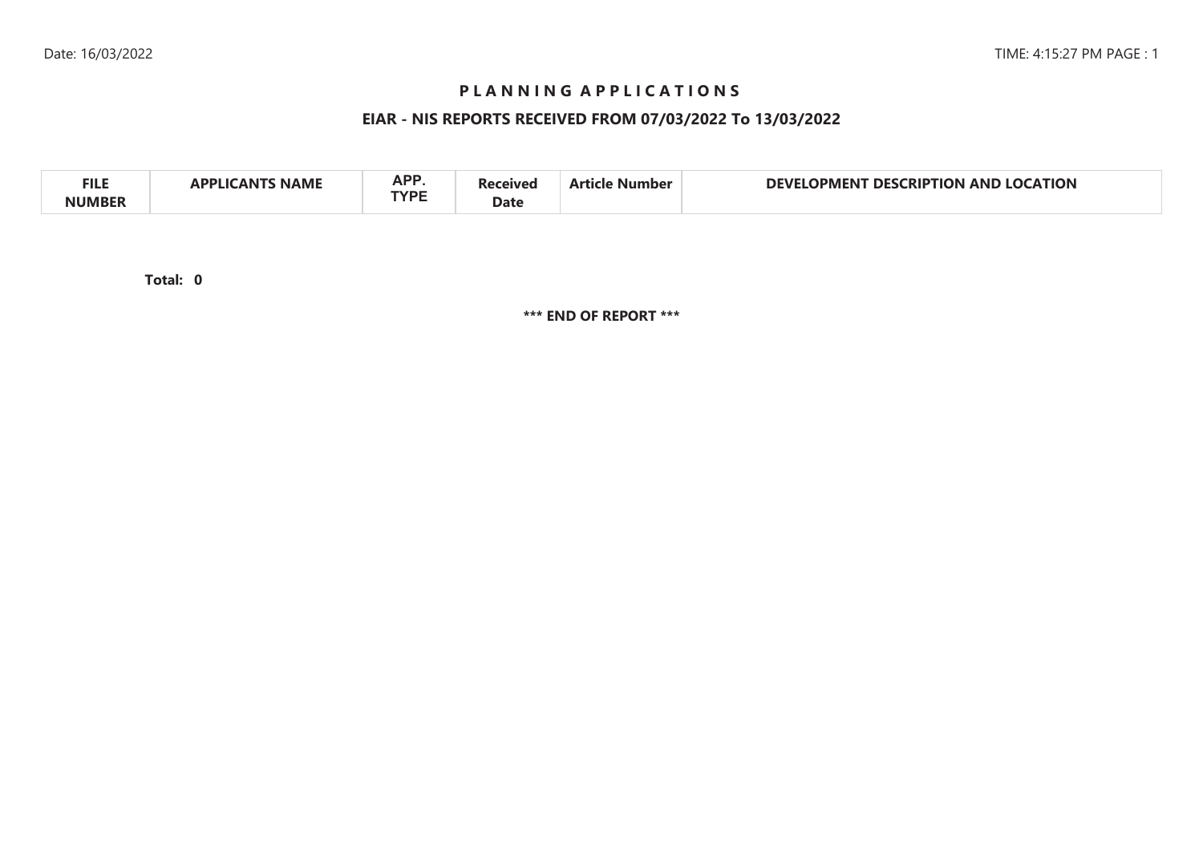# PLANNING APPLICATIONS

## EIAR - NIS REPORTS RECEIVED FROM 07/03/2022 To 13/03/2022

| FILE NUMBER | APPLICANTS NAME | APP. TYPE | Received Date | Article Number | DEVELOPMENT DESCRIPTION AND LOCATION |
|---|---|---|---|---|---|

**Total: 0**

**\*\*\* END OF REPORT \*\*\***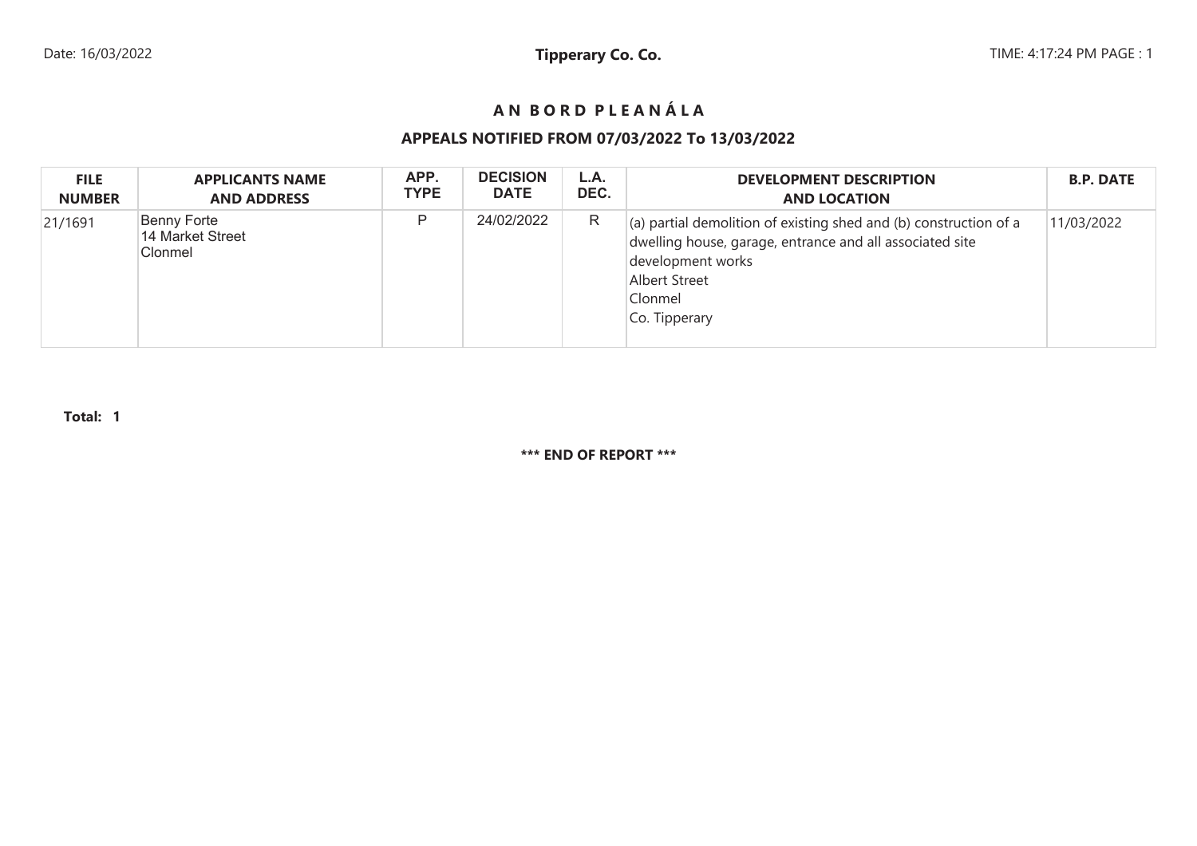# A N B O R D P L E A N Á L A

## APPEALS NOTIFIED FROM 07/03/2022 To 13/03/2022

| FILE NUMBER | APPLICANTS NAME AND ADDRESS | APP. TYPE | DECISION DATE | L.A. DEC. | DEVELOPMENT DESCRIPTION AND LOCATION | B.P. DATE |
|---|---|---|---|---|---|---|
| 21/1691 | Benny Forte<br>14 Market Street<br>Clonmel | P | 24/02/2022 | R | (a) partial demolition of existing shed and (b) construction of a dwelling house, garage, entrance and all associated site development works<br>Albert Street<br>Clonmel<br>Co. Tipperary | 11/03/2022 |

**Total: 1**

**\*\*\* END OF REPORT \*\*\***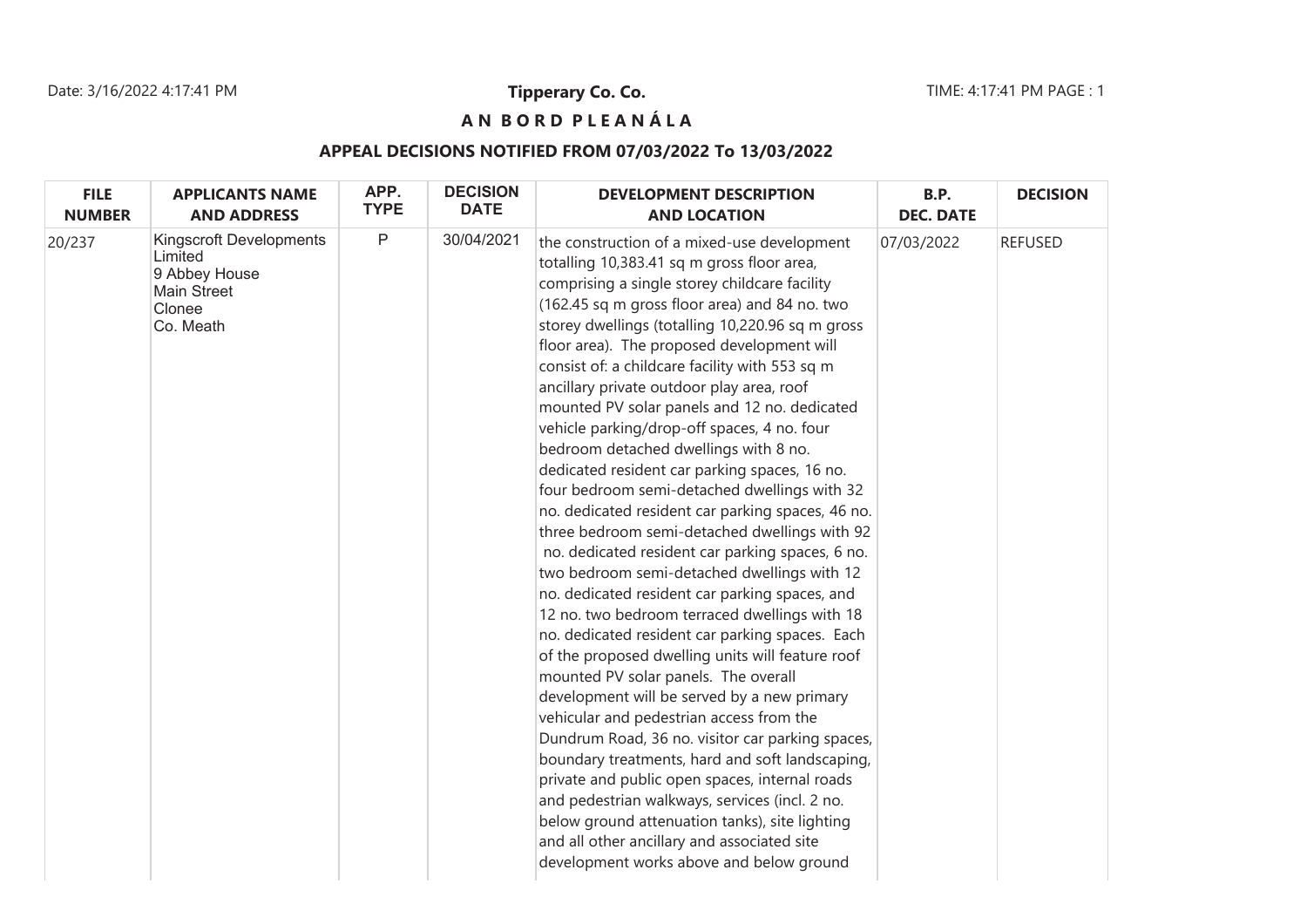Tipperary Co. Co.

**A N B O R D P L E A N Á L A**

**APPEAL DECISIONS NOTIFIED FROM 07/03/2022 To 13/03/2022**

| FILE NUMBER | APPLICANTS NAME AND ADDRESS | APP. TYPE | DECISION DATE | DEVELOPMENT DESCRIPTION AND LOCATION | B.P. DEC. DATE | DECISION |
|---|---|---|---|---|---|---|
| 20/237 | Kingscroft Developments Limited 9 Abbey House Main Street Clonee Co. Meath | P | 30/04/2021 | the construction of a mixed-use development totalling 10,383.41 sq m gross floor area, comprising a single storey childcare facility (162.45 sq m gross floor area) and 84 no. two storey dwellings (totalling 10,220.96 sq m gross floor area). The proposed development will consist of: a childcare facility with 553 sq m ancillary private outdoor play area, roof mounted PV solar panels and 12 no. dedicated vehicle parking/drop-off spaces, 4 no. four bedroom detached dwellings with 8 no. dedicated resident car parking spaces, 16 no. four bedroom semi-detached dwellings with 32 no. dedicated resident car parking spaces, 46 no. three bedroom semi-detached dwellings with 92 no. dedicated resident car parking spaces, 6 no. two bedroom semi-detached dwellings with 12 no. dedicated resident car parking spaces, and 12 no. two bedroom terraced dwellings with 18 no. dedicated resident car parking spaces. Each of the proposed dwelling units will feature roof mounted PV solar panels. The overall development will be served by a new primary vehicular and pedestrian access from the Dundrum Road, 36 no. visitor car parking spaces, boundary treatments, hard and soft landscaping, private and public open spaces, internal roads and pedestrian walkways, services (incl. 2 no. below ground attenuation tanks), site lighting and all other ancillary and associated site development works above and below ground | 07/03/2022 | REFUSED |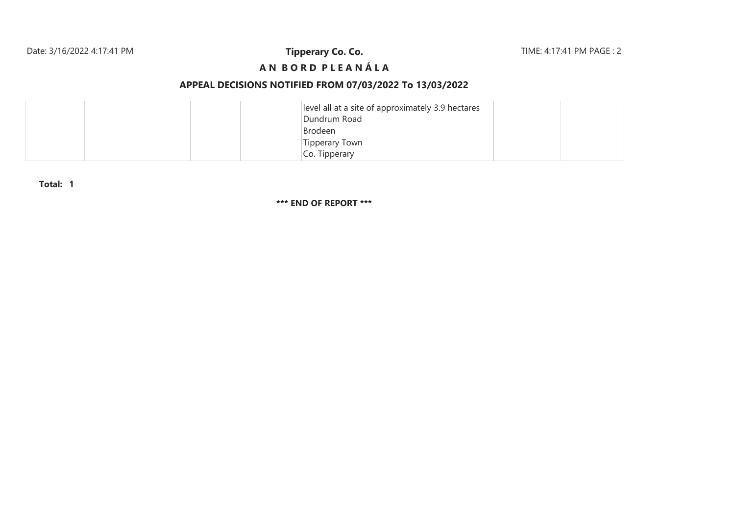| | | | | | | |
|---|---|---|---|---|---|---|
| | | | | level all at a site of approximately 3.9 hectares<br>Dundrum Road<br>Brodeen<br>Tipperary Town<br>Co. Tipperary | | |

**Total: 1**

**\*\*\* END OF REPORT \*\*\***